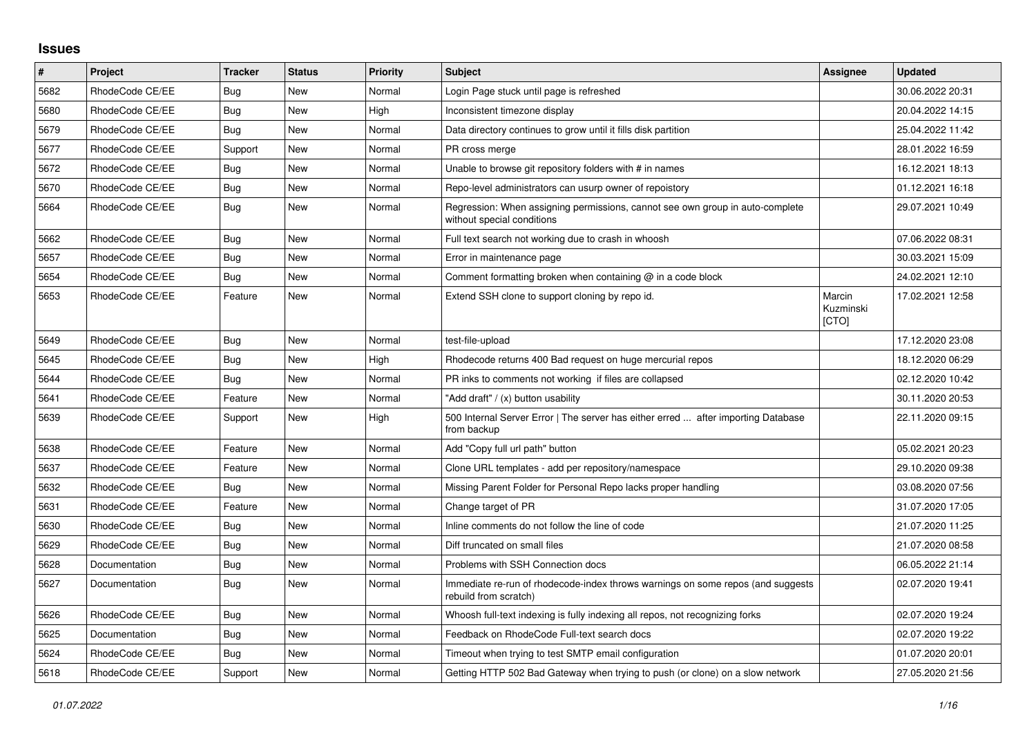## Issues

| # | Project | Tracker | Status | Priority | Subject | Assignee | Updated |
|---|---|---|---|---|---|---|---|
| 5682 | RhodeCode CE/EE | Bug | New | Normal | Login Page stuck until page is refreshed | | 30.06.2022 20:31 |
| 5680 | RhodeCode CE/EE | Bug | New | High | Inconsistent timezone display | | 20.04.2022 14:15 |
| 5679 | RhodeCode CE/EE | Bug | New | Normal | Data directory continues to grow until it fills disk partition | | 25.04.2022 11:42 |
| 5677 | RhodeCode CE/EE | Support | New | Normal | PR cross merge | | 28.01.2022 16:59 |
| 5672 | RhodeCode CE/EE | Bug | New | Normal | Unable to browse git repository folders with # in names | | 16.12.2021 18:13 |
| 5670 | RhodeCode CE/EE | Bug | New | Normal | Repo-level administrators can usurp owner of repoistory | | 01.12.2021 16:18 |
| 5664 | RhodeCode CE/EE | Bug | New | Normal | Regression: When assigning permissions, cannot see own group in auto-complete without special conditions | | 29.07.2021 10:49 |
| 5662 | RhodeCode CE/EE | Bug | New | Normal | Full text search not working due to crash in whoosh | | 07.06.2022 08:31 |
| 5657 | RhodeCode CE/EE | Bug | New | Normal | Error in maintenance page | | 30.03.2021 15:09 |
| 5654 | RhodeCode CE/EE | Bug | New | Normal | Comment formatting broken when containing @ in a code block | | 24.02.2021 12:10 |
| 5653 | RhodeCode CE/EE | Feature | New | Normal | Extend SSH clone to support cloning by repo id. | Marcin Kuzminski [CTO] | 17.02.2021 12:58 |
| 5649 | RhodeCode CE/EE | Bug | New | Normal | test-file-upload | | 17.12.2020 23:08 |
| 5645 | RhodeCode CE/EE | Bug | New | High | Rhodecode returns 400 Bad request on huge mercurial repos | | 18.12.2020 06:29 |
| 5644 | RhodeCode CE/EE | Bug | New | Normal | PR inks to comments not working if files are collapsed | | 02.12.2020 10:42 |
| 5641 | RhodeCode CE/EE | Feature | New | Normal | "Add draft" / (x) button usability | | 30.11.2020 20:53 |
| 5639 | RhodeCode CE/EE | Support | New | High | 500 Internal Server Error \| The server has either erred ... after importing Database from backup | | 22.11.2020 09:15 |
| 5638 | RhodeCode CE/EE | Feature | New | Normal | Add "Copy full url path" button | | 05.02.2021 20:23 |
| 5637 | RhodeCode CE/EE | Feature | New | Normal | Clone URL templates - add per repository/namespace | | 29.10.2020 09:38 |
| 5632 | RhodeCode CE/EE | Bug | New | Normal | Missing Parent Folder for Personal Repo lacks proper handling | | 03.08.2020 07:56 |
| 5631 | RhodeCode CE/EE | Feature | New | Normal | Change target of PR | | 31.07.2020 17:05 |
| 5630 | RhodeCode CE/EE | Bug | New | Normal | Inline comments do not follow the line of code | | 21.07.2020 11:25 |
| 5629 | RhodeCode CE/EE | Bug | New | Normal | Diff truncated on small files | | 21.07.2020 08:58 |
| 5628 | Documentation | Bug | New | Normal | Problems with SSH Connection docs | | 06.05.2022 21:14 |
| 5627 | Documentation | Bug | New | Normal | Immediate re-run of rhodecode-index throws warnings on some repos (and suggests rebuild from scratch) | | 02.07.2020 19:41 |
| 5626 | RhodeCode CE/EE | Bug | New | Normal | Whoosh full-text indexing is fully indexing all repos, not recognizing forks | | 02.07.2020 19:24 |
| 5625 | Documentation | Bug | New | Normal | Feedback on RhodeCode Full-text search docs | | 02.07.2020 19:22 |
| 5624 | RhodeCode CE/EE | Bug | New | Normal | Timeout when trying to test SMTP email configuration | | 01.07.2020 20:01 |
| 5618 | RhodeCode CE/EE | Support | New | Normal | Getting HTTP 502 Bad Gateway when trying to push (or clone) on a slow network | | 27.05.2020 21:56 |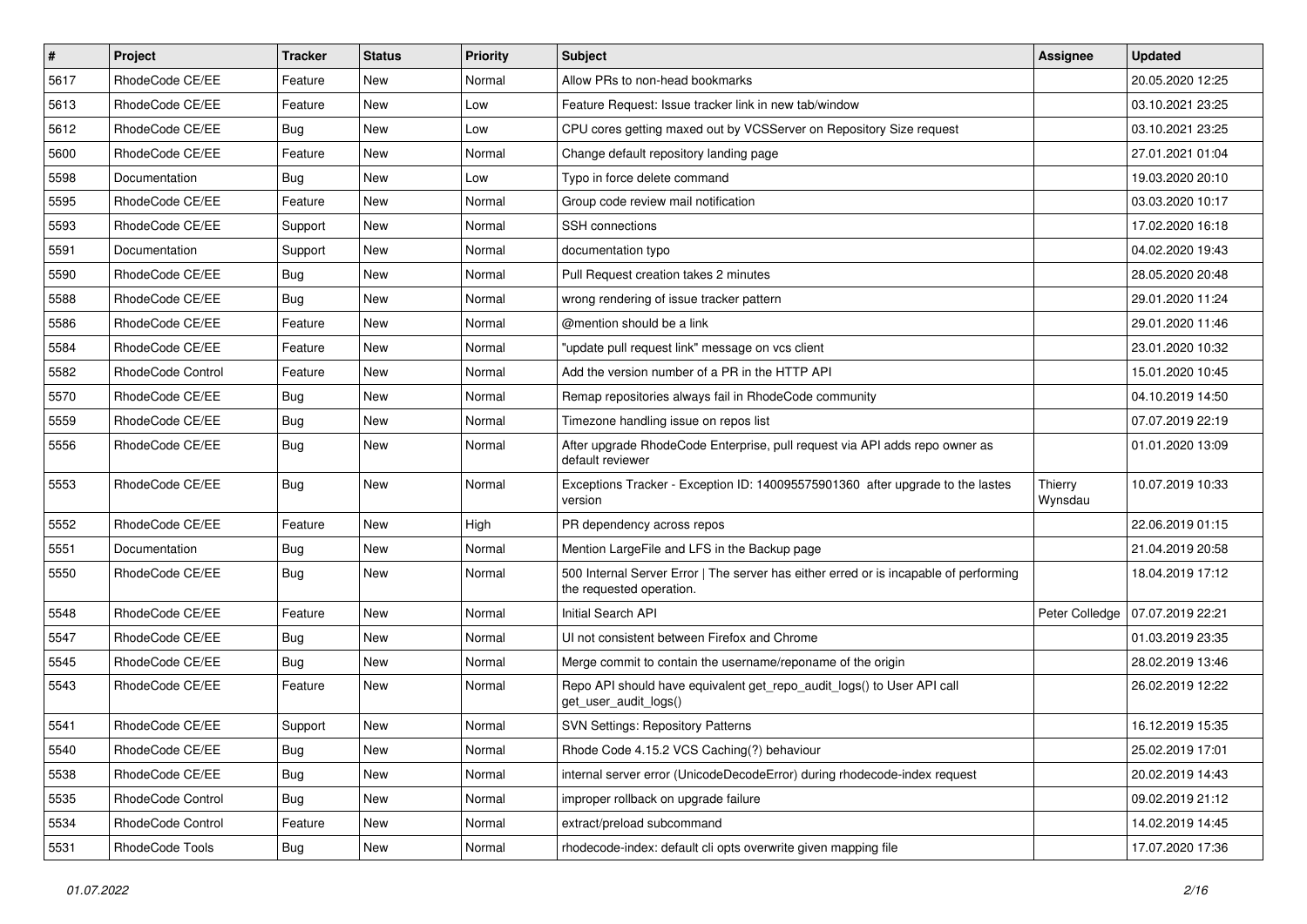| # | Project | Tracker | Status | Priority | Subject | Assignee | Updated |
|---|---|---|---|---|---|---|---|
| 5617 | RhodeCode CE/EE | Feature | New | Normal | Allow PRs to non-head bookmarks | | 20.05.2020 12:25 |
| 5613 | RhodeCode CE/EE | Feature | New | Low | Feature Request: Issue tracker link in new tab/window | | 03.10.2021 23:25 |
| 5612 | RhodeCode CE/EE | Bug | New | Low | CPU cores getting maxed out by VCSServer on Repository Size request | | 03.10.2021 23:25 |
| 5600 | RhodeCode CE/EE | Feature | New | Normal | Change default repository landing page | | 27.01.2021 01:04 |
| 5598 | Documentation | Bug | New | Low | Typo in force delete command | | 19.03.2020 20:10 |
| 5595 | RhodeCode CE/EE | Feature | New | Normal | Group code review mail notification | | 03.03.2020 10:17 |
| 5593 | RhodeCode CE/EE | Support | New | Normal | SSH connections | | 17.02.2020 16:18 |
| 5591 | Documentation | Support | New | Normal | documentation typo | | 04.02.2020 19:43 |
| 5590 | RhodeCode CE/EE | Bug | New | Normal | Pull Request creation takes 2 minutes | | 28.05.2020 20:48 |
| 5588 | RhodeCode CE/EE | Bug | New | Normal | wrong rendering of issue tracker pattern | | 29.01.2020 11:24 |
| 5586 | RhodeCode CE/EE | Feature | New | Normal | @mention should be a link | | 29.01.2020 11:46 |
| 5584 | RhodeCode CE/EE | Feature | New | Normal | "update pull request link" message on vcs client | | 23.01.2020 10:32 |
| 5582 | RhodeCode Control | Feature | New | Normal | Add the version number of a PR in the HTTP API | | 15.01.2020 10:45 |
| 5570 | RhodeCode CE/EE | Bug | New | Normal | Remap repositories always fail in RhodeCode community | | 04.10.2019 14:50 |
| 5559 | RhodeCode CE/EE | Bug | New | Normal | Timezone handling issue on repos list | | 07.07.2019 22:19 |
| 5556 | RhodeCode CE/EE | Bug | New | Normal | After upgrade RhodeCode Enterprise, pull request via API adds repo owner as default reviewer | | 01.01.2020 13:09 |
| 5553 | RhodeCode CE/EE | Bug | New | Normal | Exceptions Tracker - Exception ID: 140095575901360 after upgrade to the lastes version | Thierry Wynsdau | 10.07.2019 10:33 |
| 5552 | RhodeCode CE/EE | Feature | New | High | PR dependency across repos | | 22.06.2019 01:15 |
| 5551 | Documentation | Bug | New | Normal | Mention LargeFile and LFS in the Backup page | | 21.04.2019 20:58 |
| 5550 | RhodeCode CE/EE | Bug | New | Normal | 500 Internal Server Error \| The server has either erred or is incapable of performing the requested operation. | | 18.04.2019 17:12 |
| 5548 | RhodeCode CE/EE | Feature | New | Normal | Initial Search API | Peter Colledge | 07.07.2019 22:21 |
| 5547 | RhodeCode CE/EE | Bug | New | Normal | UI not consistent between Firefox and Chrome | | 01.03.2019 23:35 |
| 5545 | RhodeCode CE/EE | Bug | New | Normal | Merge commit to contain the username/reponame of the origin | | 28.02.2019 13:46 |
| 5543 | RhodeCode CE/EE | Feature | New | Normal | Repo API should have equivalent get_repo_audit_logs() to User API call get_user_audit_logs() | | 26.02.2019 12:22 |
| 5541 | RhodeCode CE/EE | Support | New | Normal | SVN Settings: Repository Patterns | | 16.12.2019 15:35 |
| 5540 | RhodeCode CE/EE | Bug | New | Normal | Rhode Code 4.15.2 VCS Caching(?) behaviour | | 25.02.2019 17:01 |
| 5538 | RhodeCode CE/EE | Bug | New | Normal | internal server error (UnicodeDecodeError) during rhodecode-index request | | 20.02.2019 14:43 |
| 5535 | RhodeCode Control | Bug | New | Normal | improper rollback on upgrade failure | | 09.02.2019 21:12 |
| 5534 | RhodeCode Control | Feature | New | Normal | extract/preload subcommand | | 14.02.2019 14:45 |
| 5531 | RhodeCode Tools | Bug | New | Normal | rhodecode-index: default cli opts overwrite given mapping file | | 17.07.2020 17:36 |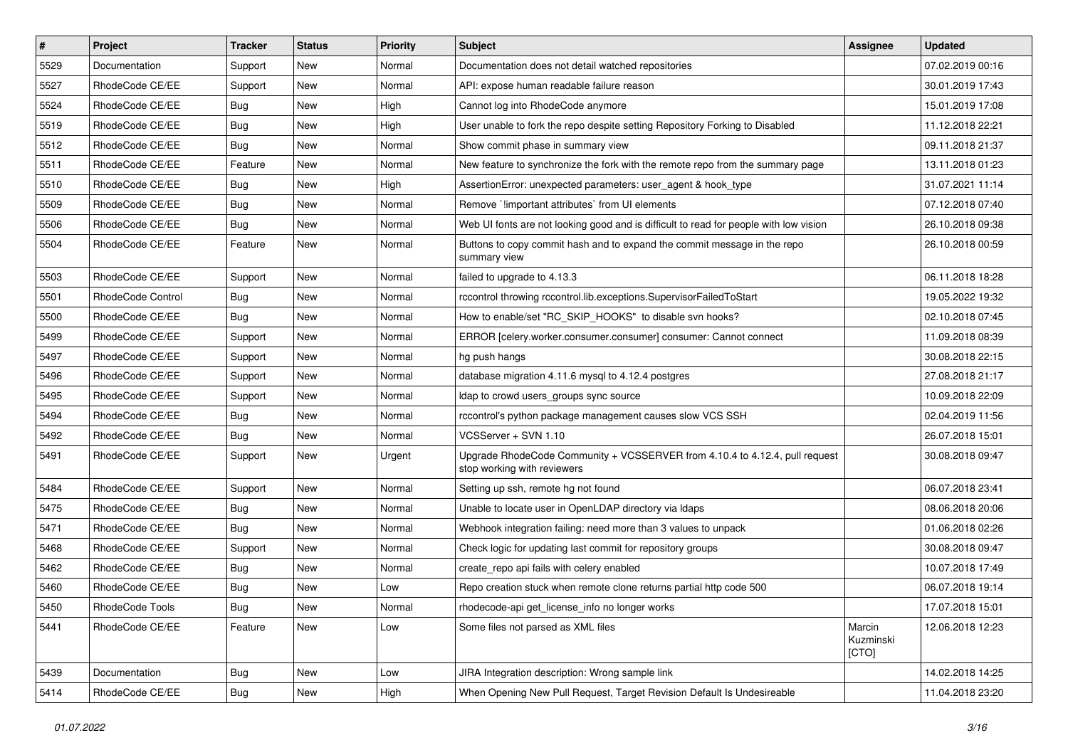| # | Project | Tracker | Status | Priority | Subject | Assignee | Updated |
| --- | --- | --- | --- | --- | --- | --- | --- |
| 5529 | Documentation | Support | New | Normal | Documentation does not detail watched repositories | | 07.02.2019 00:16 |
| 5527 | RhodeCode CE/EE | Support | New | Normal | API: expose human readable failure reason | | 30.01.2019 17:43 |
| 5524 | RhodeCode CE/EE | Bug | New | High | Cannot log into RhodeCode anymore | | 15.01.2019 17:08 |
| 5519 | RhodeCode CE/EE | Bug | New | High | User unable to fork the repo despite setting Repository Forking to Disabled | | 11.12.2018 22:21 |
| 5512 | RhodeCode CE/EE | Bug | New | Normal | Show commit phase in summary view | | 09.11.2018 21:37 |
| 5511 | RhodeCode CE/EE | Feature | New | Normal | New feature to synchronize the fork with the remote repo from the summary page | | 13.11.2018 01:23 |
| 5510 | RhodeCode CE/EE | Bug | New | High | AssertionError: unexpected parameters: user_agent & hook_type | | 31.07.2021 11:14 |
| 5509 | RhodeCode CE/EE | Bug | New | Normal | Remove `!important attributes` from UI elements | | 07.12.2018 07:40 |
| 5506 | RhodeCode CE/EE | Bug | New | Normal | Web UI fonts are not looking good and is difficult to read for people with low vision | | 26.10.2018 09:38 |
| 5504 | RhodeCode CE/EE | Feature | New | Normal | Buttons to copy commit hash and to expand the commit message in the repo summary view | | 26.10.2018 00:59 |
| 5503 | RhodeCode CE/EE | Support | New | Normal | failed to upgrade to 4.13.3 | | 06.11.2018 18:28 |
| 5501 | RhodeCode Control | Bug | New | Normal | rccontrol throwing rccontrol.lib.exceptions.SupervisorFailedToStart | | 19.05.2022 19:32 |
| 5500 | RhodeCode CE/EE | Bug | New | Normal | How to enable/set "RC_SKIP_HOOKS" to disable svn hooks? | | 02.10.2018 07:45 |
| 5499 | RhodeCode CE/EE | Support | New | Normal | ERROR [celery.worker.consumer.consumer] consumer: Cannot connect | | 11.09.2018 08:39 |
| 5497 | RhodeCode CE/EE | Support | New | Normal | hg push hangs | | 30.08.2018 22:15 |
| 5496 | RhodeCode CE/EE | Support | New | Normal | database migration 4.11.6 mysql to 4.12.4 postgres | | 27.08.2018 21:17 |
| 5495 | RhodeCode CE/EE | Support | New | Normal | ldap to crowd users_groups sync source | | 10.09.2018 22:09 |
| 5494 | RhodeCode CE/EE | Bug | New | Normal | rccontrol's python package management causes slow VCS SSH | | 02.04.2019 11:56 |
| 5492 | RhodeCode CE/EE | Bug | New | Normal | VCSServer + SVN 1.10 | | 26.07.2018 15:01 |
| 5491 | RhodeCode CE/EE | Support | New | Urgent | Upgrade RhodeCode Community + VCSSERVER from 4.10.4 to 4.12.4, pull request stop working with reviewers | | 30.08.2018 09:47 |
| 5484 | RhodeCode CE/EE | Support | New | Normal | Setting up ssh, remote hg not found | | 06.07.2018 23:41 |
| 5475 | RhodeCode CE/EE | Bug | New | Normal | Unable to locate user in OpenLDAP directory via ldaps | | 08.06.2018 20:06 |
| 5471 | RhodeCode CE/EE | Bug | New | Normal | Webhook integration failing: need more than 3 values to unpack | | 01.06.2018 02:26 |
| 5468 | RhodeCode CE/EE | Support | New | Normal | Check logic for updating last commit for repository groups | | 30.08.2018 09:47 |
| 5462 | RhodeCode CE/EE | Bug | New | Normal | create_repo api fails with celery enabled | | 10.07.2018 17:49 |
| 5460 | RhodeCode CE/EE | Bug | New | Low | Repo creation stuck when remote clone returns partial http code 500 | | 06.07.2018 19:14 |
| 5450 | RhodeCode Tools | Bug | New | Normal | rhodecode-api get_license_info no longer works | | 17.07.2018 15:01 |
| 5441 | RhodeCode CE/EE | Feature | New | Low | Some files not parsed as XML files | Marcin Kuzminski [CTO] | 12.06.2018 12:23 |
| 5439 | Documentation | Bug | New | Low | JIRA Integration description: Wrong sample link | | 14.02.2018 14:25 |
| 5414 | RhodeCode CE/EE | Bug | New | High | When Opening New Pull Request, Target Revision Default Is Undesireable | | 11.04.2018 23:20 |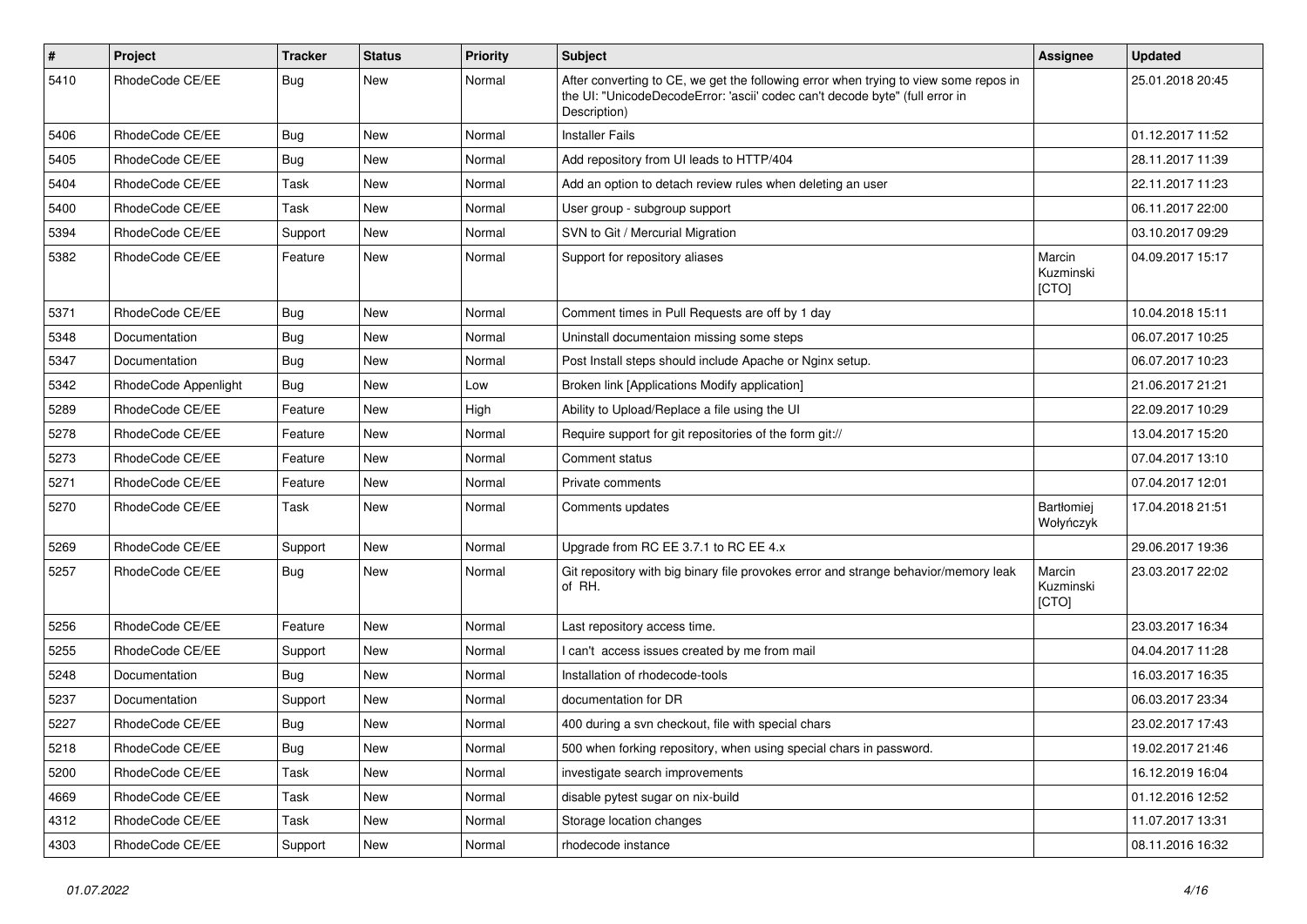| # | Project | Tracker | Status | Priority | Subject | Assignee | Updated |
|---|---|---|---|---|---|---|---|
| 5410 | RhodeCode CE/EE | Bug | New | Normal | After converting to CE, we get the following error when trying to view some repos in the UI: "UnicodeDecodeError: 'ascii' codec can't decode byte" (full error in Description) | | 25.01.2018 20:45 |
| 5406 | RhodeCode CE/EE | Bug | New | Normal | Installer Fails | | 01.12.2017 11:52 |
| 5405 | RhodeCode CE/EE | Bug | New | Normal | Add repository from UI leads to HTTP/404 | | 28.11.2017 11:39 |
| 5404 | RhodeCode CE/EE | Task | New | Normal | Add an option to detach review rules when deleting an user | | 22.11.2017 11:23 |
| 5400 | RhodeCode CE/EE | Task | New | Normal | User group - subgroup support | | 06.11.2017 22:00 |
| 5394 | RhodeCode CE/EE | Support | New | Normal | SVN to Git / Mercurial Migration | | 03.10.2017 09:29 |
| 5382 | RhodeCode CE/EE | Feature | New | Normal | Support for repository aliases | Marcin Kuzminski [CTO] | 04.09.2017 15:17 |
| 5371 | RhodeCode CE/EE | Bug | New | Normal | Comment times in Pull Requests are off by 1 day | | 10.04.2018 15:11 |
| 5348 | Documentation | Bug | New | Normal | Uninstall documentaion missing some steps | | 06.07.2017 10:25 |
| 5347 | Documentation | Bug | New | Normal | Post Install steps should include Apache or Nginx setup. | | 06.07.2017 10:23 |
| 5342 | RhodeCode Appenlight | Bug | New | Low | Broken link [Applications Modify application] | | 21.06.2017 21:21 |
| 5289 | RhodeCode CE/EE | Feature | New | High | Ability to Upload/Replace a file using the UI | | 22.09.2017 10:29 |
| 5278 | RhodeCode CE/EE | Feature | New | Normal | Require support for git repositories of the form git:// | | 13.04.2017 15:20 |
| 5273 | RhodeCode CE/EE | Feature | New | Normal | Comment status | | 07.04.2017 13:10 |
| 5271 | RhodeCode CE/EE | Feature | New | Normal | Private comments | | 07.04.2017 12:01 |
| 5270 | RhodeCode CE/EE | Task | New | Normal | Comments updates | Bartłomiej Wołyńczyk | 17.04.2018 21:51 |
| 5269 | RhodeCode CE/EE | Support | New | Normal | Upgrade from RC EE 3.7.1 to RC EE 4.x | | 29.06.2017 19:36 |
| 5257 | RhodeCode CE/EE | Bug | New | Normal | Git repository with big binary file provokes error and strange behavior/memory leak of RH. | Marcin Kuzminski [CTO] | 23.03.2017 22:02 |
| 5256 | RhodeCode CE/EE | Feature | New | Normal | Last repository access time. | | 23.03.2017 16:34 |
| 5255 | RhodeCode CE/EE | Support | New | Normal | I can't access issues created by me from mail | | 04.04.2017 11:28 |
| 5248 | Documentation | Bug | New | Normal | Installation of rhodecode-tools | | 16.03.2017 16:35 |
| 5237 | Documentation | Support | New | Normal | documentation for DR | | 06.03.2017 23:34 |
| 5227 | RhodeCode CE/EE | Bug | New | Normal | 400 during a svn checkout, file with special chars | | 23.02.2017 17:43 |
| 5218 | RhodeCode CE/EE | Bug | New | Normal | 500 when forking repository, when using special chars in password. | | 19.02.2017 21:46 |
| 5200 | RhodeCode CE/EE | Task | New | Normal | investigate search improvements | | 16.12.2019 16:04 |
| 4669 | RhodeCode CE/EE | Task | New | Normal | disable pytest sugar on nix-build | | 01.12.2016 12:52 |
| 4312 | RhodeCode CE/EE | Task | New | Normal | Storage location changes | | 11.07.2017 13:31 |
| 4303 | RhodeCode CE/EE | Support | New | Normal | rhodecode instance | | 08.11.2016 16:32 |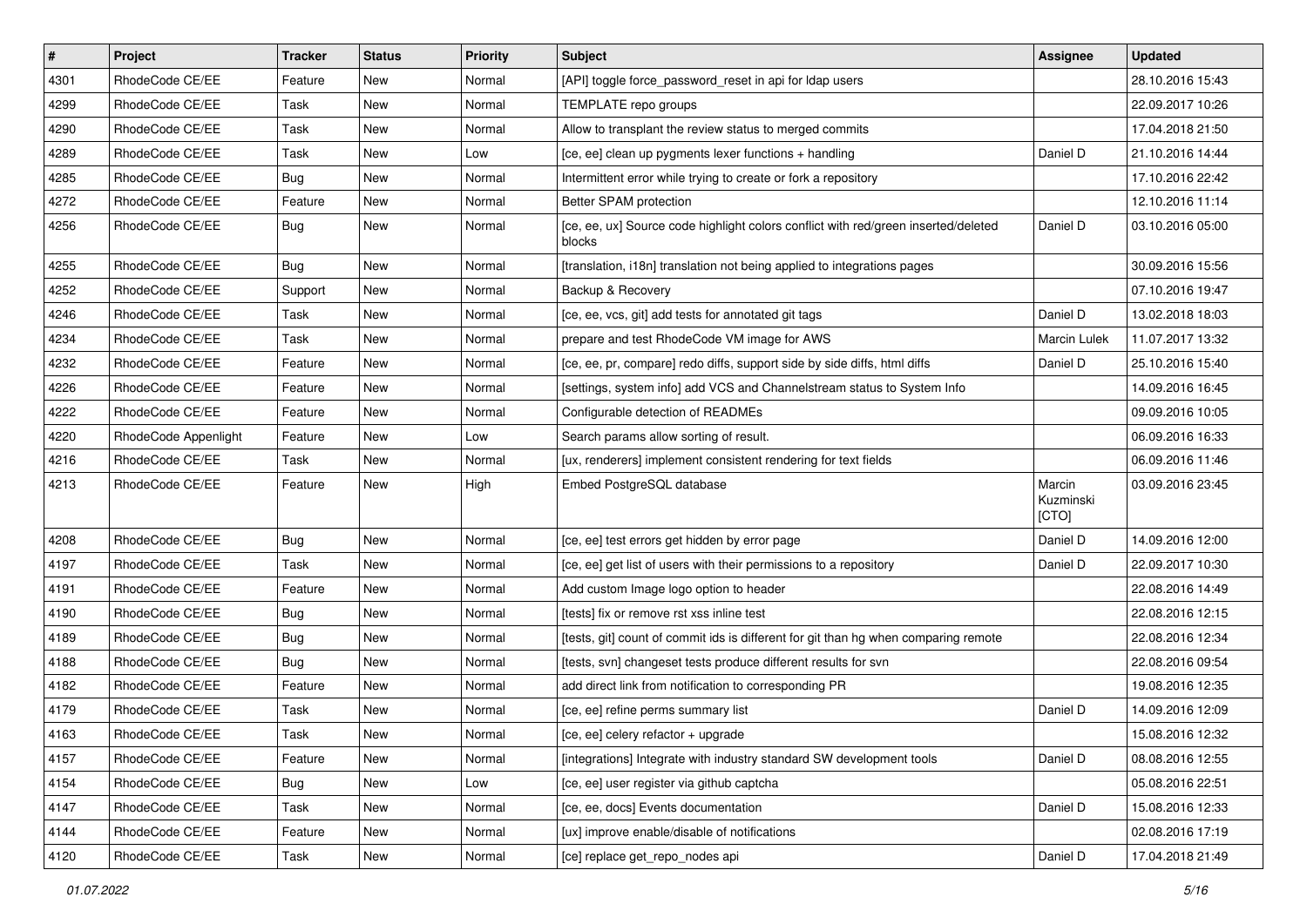| # | Project | Tracker | Status | Priority | Subject | Assignee | Updated |
|---|---|---|---|---|---|---|---|
| 4301 | RhodeCode CE/EE | Feature | New | Normal | [API] toggle force_password_reset in api for ldap users | | 28.10.2016 15:43 |
| 4299 | RhodeCode CE/EE | Task | New | Normal | TEMPLATE repo groups | | 22.09.2017 10:26 |
| 4290 | RhodeCode CE/EE | Task | New | Normal | Allow to transplant the review status to merged commits | | 17.04.2018 21:50 |
| 4289 | RhodeCode CE/EE | Task | New | Low | [ce, ee] clean up pygments lexer functions + handling | Daniel D | 21.10.2016 14:44 |
| 4285 | RhodeCode CE/EE | Bug | New | Normal | Intermittent error while trying to create or fork a repository | | 17.10.2016 22:42 |
| 4272 | RhodeCode CE/EE | Feature | New | Normal | Better SPAM protection | | 12.10.2016 11:14 |
| 4256 | RhodeCode CE/EE | Bug | New | Normal | [ce, ee, ux] Source code highlight colors conflict with red/green inserted/deleted blocks | Daniel D | 03.10.2016 05:00 |
| 4255 | RhodeCode CE/EE | Bug | New | Normal | [translation, i18n] translation not being applied to integrations pages | | 30.09.2016 15:56 |
| 4252 | RhodeCode CE/EE | Support | New | Normal | Backup & Recovery | | 07.10.2016 19:47 |
| 4246 | RhodeCode CE/EE | Task | New | Normal | [ce, ee, vcs, git] add tests for annotated git tags | Daniel D | 13.02.2018 18:03 |
| 4234 | RhodeCode CE/EE | Task | New | Normal | prepare and test RhodeCode VM image for AWS | Marcin Lulek | 11.07.2017 13:32 |
| 4232 | RhodeCode CE/EE | Feature | New | Normal | [ce, ee, pr, compare] redo diffs, support side by side diffs, html diffs | Daniel D | 25.10.2016 15:40 |
| 4226 | RhodeCode CE/EE | Feature | New | Normal | [settings, system info] add VCS and Channelstream status to System Info | | 14.09.2016 16:45 |
| 4222 | RhodeCode CE/EE | Feature | New | Normal | Configurable detection of READMEs | | 09.09.2016 10:05 |
| 4220 | RhodeCode Appenlight | Feature | New | Low | Search params allow sorting of result. | | 06.09.2016 16:33 |
| 4216 | RhodeCode CE/EE | Task | New | Normal | [ux, renderers] implement consistent rendering for text fields | | 06.09.2016 11:46 |
| 4213 | RhodeCode CE/EE | Feature | New | High | Embed PostgreSQL database | Marcin Kuzminski [CTO] | 03.09.2016 23:45 |
| 4208 | RhodeCode CE/EE | Bug | New | Normal | [ce, ee] test errors get hidden by error page | Daniel D | 14.09.2016 12:00 |
| 4197 | RhodeCode CE/EE | Task | New | Normal | [ce, ee] get list of users with their permissions to a repository | Daniel D | 22.09.2017 10:30 |
| 4191 | RhodeCode CE/EE | Feature | New | Normal | Add custom Image logo option to header | | 22.08.2016 14:49 |
| 4190 | RhodeCode CE/EE | Bug | New | Normal | [tests] fix or remove rst xss inline test | | 22.08.2016 12:15 |
| 4189 | RhodeCode CE/EE | Bug | New | Normal | [tests, git] count of commit ids is different for git than hg when comparing remote | | 22.08.2016 12:34 |
| 4188 | RhodeCode CE/EE | Bug | New | Normal | [tests, svn] changeset tests produce different results for svn | | 22.08.2016 09:54 |
| 4182 | RhodeCode CE/EE | Feature | New | Normal | add direct link from notification to corresponding PR | | 19.08.2016 12:35 |
| 4179 | RhodeCode CE/EE | Task | New | Normal | [ce, ee] refine perms summary list | Daniel D | 14.09.2016 12:09 |
| 4163 | RhodeCode CE/EE | Task | New | Normal | [ce, ee] celery refactor + upgrade | | 15.08.2016 12:32 |
| 4157 | RhodeCode CE/EE | Feature | New | Normal | [integrations] Integrate with industry standard SW development tools | Daniel D | 08.08.2016 12:55 |
| 4154 | RhodeCode CE/EE | Bug | New | Low | [ce, ee] user register via github captcha | | 05.08.2016 22:51 |
| 4147 | RhodeCode CE/EE | Task | New | Normal | [ce, ee, docs] Events documentation | Daniel D | 15.08.2016 12:33 |
| 4144 | RhodeCode CE/EE | Feature | New | Normal | [ux] improve enable/disable of notifications | | 02.08.2016 17:19 |
| 4120 | RhodeCode CE/EE | Task | New | Normal | [ce] replace get_repo_nodes api | Daniel D | 17.04.2018 21:49 |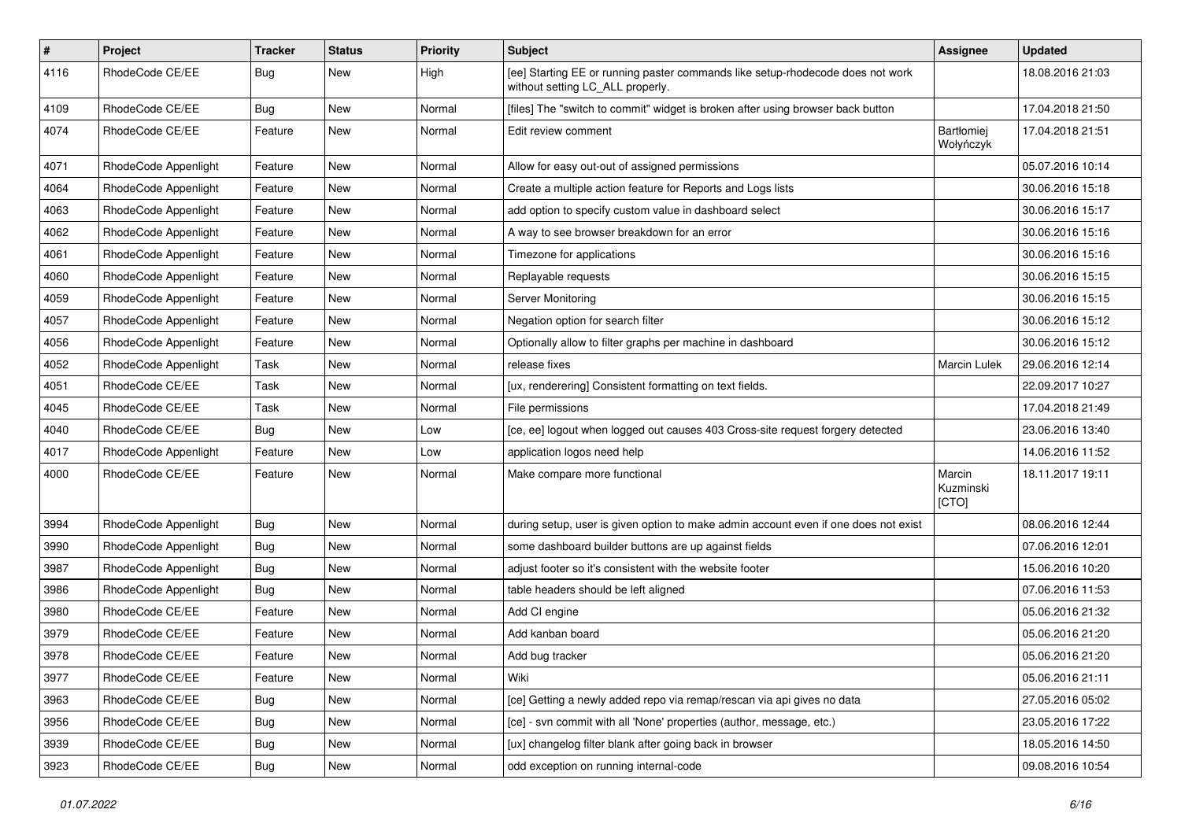| # | Project | Tracker | Status | Priority | Subject | Assignee | Updated |
|---|---|---|---|---|---|---|---|
| 4116 | RhodeCode CE/EE | Bug | New | High | [ee] Starting EE or running paster commands like setup-rhodecode does not work without setting LC_ALL properly. | | 18.08.2016 21:03 |
| 4109 | RhodeCode CE/EE | Bug | New | Normal | [files] The "switch to commit" widget is broken after using browser back button | | 17.04.2018 21:50 |
| 4074 | RhodeCode CE/EE | Feature | New | Normal | Edit review comment | Bartłomiej Wołyńczyk | 17.04.2018 21:51 |
| 4071 | RhodeCode Appenlight | Feature | New | Normal | Allow for easy out-out of assigned permissions | | 05.07.2016 10:14 |
| 4064 | RhodeCode Appenlight | Feature | New | Normal | Create a multiple action feature for Reports and Logs lists | | 30.06.2016 15:18 |
| 4063 | RhodeCode Appenlight | Feature | New | Normal | add option to specify custom value in dashboard select | | 30.06.2016 15:17 |
| 4062 | RhodeCode Appenlight | Feature | New | Normal | A way to see browser breakdown for an error | | 30.06.2016 15:16 |
| 4061 | RhodeCode Appenlight | Feature | New | Normal | Timezone for applications | | 30.06.2016 15:16 |
| 4060 | RhodeCode Appenlight | Feature | New | Normal | Replayable requests | | 30.06.2016 15:15 |
| 4059 | RhodeCode Appenlight | Feature | New | Normal | Server Monitoring | | 30.06.2016 15:15 |
| 4057 | RhodeCode Appenlight | Feature | New | Normal | Negation option for search filter | | 30.06.2016 15:12 |
| 4056 | RhodeCode Appenlight | Feature | New | Normal | Optionally allow to filter graphs per machine in dashboard | | 30.06.2016 15:12 |
| 4052 | RhodeCode Appenlight | Task | New | Normal | release fixes | Marcin Lulek | 29.06.2016 12:14 |
| 4051 | RhodeCode CE/EE | Task | New | Normal | [ux, renderering] Consistent formatting on text fields. | | 22.09.2017 10:27 |
| 4045 | RhodeCode CE/EE | Task | New | Normal | File permissions | | 17.04.2018 21:49 |
| 4040 | RhodeCode CE/EE | Bug | New | Low | [ce, ee] logout when logged out causes 403 Cross-site request forgery detected | | 23.06.2016 13:40 |
| 4017 | RhodeCode Appenlight | Feature | New | Low | application logos need help | | 14.06.2016 11:52 |
| 4000 | RhodeCode CE/EE | Feature | New | Normal | Make compare more functional | Marcin Kuzminski [CTO] | 18.11.2017 19:11 |
| 3994 | RhodeCode Appenlight | Bug | New | Normal | during setup, user is given option to make admin account even if one does not exist | | 08.06.2016 12:44 |
| 3990 | RhodeCode Appenlight | Bug | New | Normal | some dashboard builder buttons are up against fields | | 07.06.2016 12:01 |
| 3987 | RhodeCode Appenlight | Bug | New | Normal | adjust footer so it's consistent with the website footer | | 15.06.2016 10:20 |
| 3986 | RhodeCode Appenlight | Bug | New | Normal | table headers should be left aligned | | 07.06.2016 11:53 |
| 3980 | RhodeCode CE/EE | Feature | New | Normal | Add CI engine | | 05.06.2016 21:32 |
| 3979 | RhodeCode CE/EE | Feature | New | Normal | Add kanban board | | 05.06.2016 21:20 |
| 3978 | RhodeCode CE/EE | Feature | New | Normal | Add bug tracker | | 05.06.2016 21:20 |
| 3977 | RhodeCode CE/EE | Feature | New | Normal | Wiki | | 05.06.2016 21:11 |
| 3963 | RhodeCode CE/EE | Bug | New | Normal | [ce] Getting a newly added repo via remap/rescan via api gives no data | | 27.05.2016 05:02 |
| 3956 | RhodeCode CE/EE | Bug | New | Normal | [ce] - svn commit with all 'None' properties (author, message, etc.) | | 23.05.2016 17:22 |
| 3939 | RhodeCode CE/EE | Bug | New | Normal | [ux] changelog filter blank after going back in browser | | 18.05.2016 14:50 |
| 3923 | RhodeCode CE/EE | Bug | New | Normal | odd exception on running internal-code | | 09.08.2016 10:54 |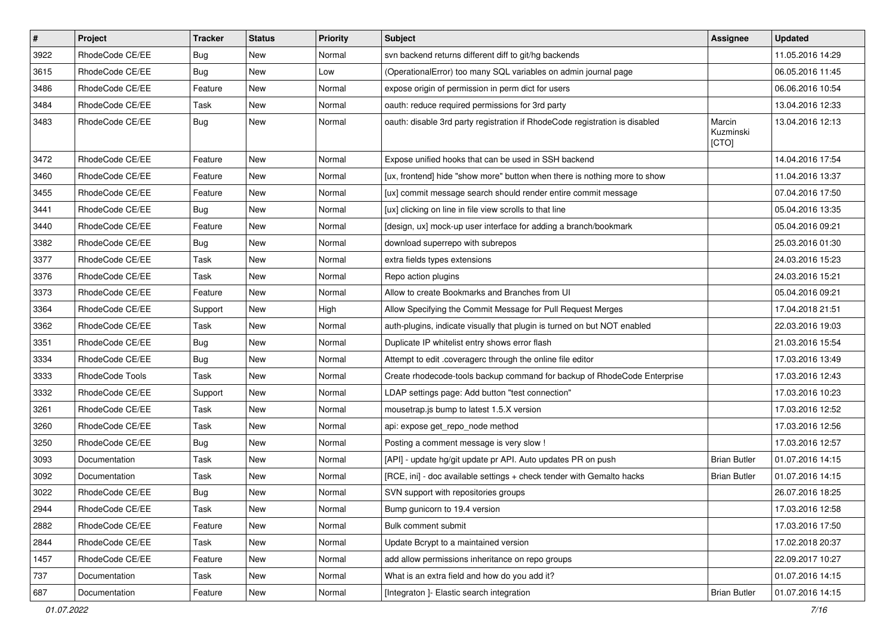| # | Project | Tracker | Status | Priority | Subject | Assignee | Updated |
|---|---|---|---|---|---|---|---|
| 3922 | RhodeCode CE/EE | Bug | New | Normal | svn backend returns different diff to git/hg backends | | 11.05.2016 14:29 |
| 3615 | RhodeCode CE/EE | Bug | New | Low | (OperationalError) too many SQL variables on admin journal page | | 06.05.2016 11:45 |
| 3486 | RhodeCode CE/EE | Feature | New | Normal | expose origin of permission in perm dict for users | | 06.06.2016 10:54 |
| 3484 | RhodeCode CE/EE | Task | New | Normal | oauth: reduce required permissions for 3rd party | | 13.04.2016 12:33 |
| 3483 | RhodeCode CE/EE | Bug | New | Normal | oauth: disable 3rd party registration if RhodeCode registration is disabled | Marcin Kuzminski [CTO] | 13.04.2016 12:13 |
| 3472 | RhodeCode CE/EE | Feature | New | Normal | Expose unified hooks that can be used in SSH backend | | 14.04.2016 17:54 |
| 3460 | RhodeCode CE/EE | Feature | New | Normal | [ux, frontend] hide "show more" button when there is nothing more to show | | 11.04.2016 13:37 |
| 3455 | RhodeCode CE/EE | Feature | New | Normal | [ux] commit message search should render entire commit message | | 07.04.2016 17:50 |
| 3441 | RhodeCode CE/EE | Bug | New | Normal | [ux] clicking on line in file view scrolls to that line | | 05.04.2016 13:35 |
| 3440 | RhodeCode CE/EE | Feature | New | Normal | [design, ux] mock-up user interface for adding a branch/bookmark | | 05.04.2016 09:21 |
| 3382 | RhodeCode CE/EE | Bug | New | Normal | download superrepo with subrepos | | 25.03.2016 01:30 |
| 3377 | RhodeCode CE/EE | Task | New | Normal | extra fields types extensions | | 24.03.2016 15:23 |
| 3376 | RhodeCode CE/EE | Task | New | Normal | Repo action plugins | | 24.03.2016 15:21 |
| 3373 | RhodeCode CE/EE | Feature | New | Normal | Allow to create Bookmarks and Branches from UI | | 05.04.2016 09:21 |
| 3364 | RhodeCode CE/EE | Support | New | High | Allow Specifying the Commit Message for Pull Request Merges | | 17.04.2018 21:51 |
| 3362 | RhodeCode CE/EE | Task | New | Normal | auth-plugins, indicate visually that plugin is turned on but NOT enabled | | 22.03.2016 19:03 |
| 3351 | RhodeCode CE/EE | Bug | New | Normal | Duplicate IP whitelist entry shows error flash | | 21.03.2016 15:54 |
| 3334 | RhodeCode CE/EE | Bug | New | Normal | Attempt to edit .coveragerc through the online file editor | | 17.03.2016 13:49 |
| 3333 | RhodeCode Tools | Task | New | Normal | Create rhodecode-tools backup command for backup of RhodeCode Enterprise | | 17.03.2016 12:43 |
| 3332 | RhodeCode CE/EE | Support | New | Normal | LDAP settings page: Add button "test connection" | | 17.03.2016 10:23 |
| 3261 | RhodeCode CE/EE | Task | New | Normal | mousetrap.js bump to latest 1.5.X version | | 17.03.2016 12:52 |
| 3260 | RhodeCode CE/EE | Task | New | Normal | api: expose get_repo_node method | | 17.03.2016 12:56 |
| 3250 | RhodeCode CE/EE | Bug | New | Normal | Posting a comment message is very slow ! | | 17.03.2016 12:57 |
| 3093 | Documentation | Task | New | Normal | [API] - update hg/git update pr API. Auto updates PR on push | Brian Butler | 01.07.2016 14:15 |
| 3092 | Documentation | Task | New | Normal | [RCE, ini] - doc available settings + check tender with Gemalto hacks | Brian Butler | 01.07.2016 14:15 |
| 3022 | RhodeCode CE/EE | Bug | New | Normal | SVN support with repositories groups | | 26.07.2016 18:25 |
| 2944 | RhodeCode CE/EE | Task | New | Normal | Bump gunicorn to 19.4 version | | 17.03.2016 12:58 |
| 2882 | RhodeCode CE/EE | Feature | New | Normal | Bulk comment submit | | 17.03.2016 17:50 |
| 2844 | RhodeCode CE/EE | Task | New | Normal | Update Bcrypt to a maintained version | | 17.02.2018 20:37 |
| 1457 | RhodeCode CE/EE | Feature | New | Normal | add allow permissions inheritance on repo groups | | 22.09.2017 10:27 |
| 737 | Documentation | Task | New | Normal | What is an extra field and how do you add it? | | 01.07.2016 14:15 |
| 687 | Documentation | Feature | New | Normal | [Integraton ]- Elastic search integration | Brian Butler | 01.07.2016 14:15 |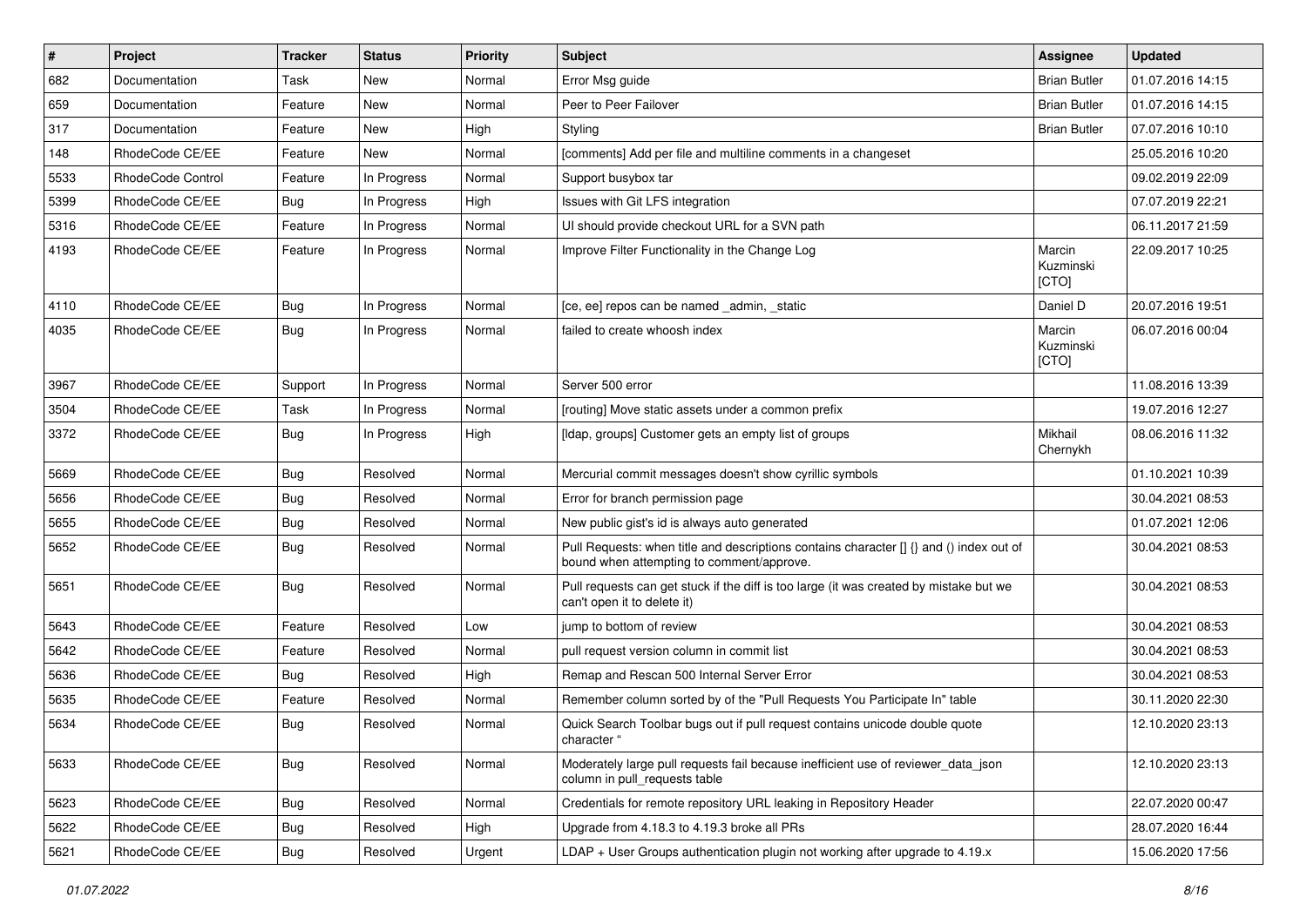| # | Project | Tracker | Status | Priority | Subject | Assignee | Updated |
|---|---|---|---|---|---|---|---|
| 682 | Documentation | Task | New | Normal | Error Msg guide | Brian Butler | 01.07.2016 14:15 |
| 659 | Documentation | Feature | New | Normal | Peer to Peer Failover | Brian Butler | 01.07.2016 14:15 |
| 317 | Documentation | Feature | New | High | Styling | Brian Butler | 07.07.2016 10:10 |
| 148 | RhodeCode CE/EE | Feature | New | Normal | [comments] Add per file and multiline comments in a changeset | | 25.05.2016 10:20 |
| 5533 | RhodeCode Control | Feature | In Progress | Normal | Support busybox tar | | 09.02.2019 22:09 |
| 5399 | RhodeCode CE/EE | Bug | In Progress | High | Issues with Git LFS integration | | 07.07.2019 22:21 |
| 5316 | RhodeCode CE/EE | Feature | In Progress | Normal | UI should provide checkout URL for a SVN path | | 06.11.2017 21:59 |
| 4193 | RhodeCode CE/EE | Feature | In Progress | Normal | Improve Filter Functionality in the Change Log | Marcin Kuzminski [CTO] | 22.09.2017 10:25 |
| 4110 | RhodeCode CE/EE | Bug | In Progress | Normal | [ce, ee] repos can be named _admin, _static | Daniel D | 20.07.2016 19:51 |
| 4035 | RhodeCode CE/EE | Bug | In Progress | Normal | failed to create whoosh index | Marcin Kuzminski [CTO] | 06.07.2016 00:04 |
| 3967 | RhodeCode CE/EE | Support | In Progress | Normal | Server 500 error | | 11.08.2016 13:39 |
| 3504 | RhodeCode CE/EE | Task | In Progress | Normal | [routing] Move static assets under a common prefix | | 19.07.2016 12:27 |
| 3372 | RhodeCode CE/EE | Bug | In Progress | High | [ldap, groups] Customer gets an empty list of groups | Mikhail Chernykh | 08.06.2016 11:32 |
| 5669 | RhodeCode CE/EE | Bug | Resolved | Normal | Mercurial commit messages doesn't show cyrillic symbols | | 01.10.2021 10:39 |
| 5656 | RhodeCode CE/EE | Bug | Resolved | Normal | Error for branch permission page | | 30.04.2021 08:53 |
| 5655 | RhodeCode CE/EE | Bug | Resolved | Normal | New public gist's id is always auto generated | | 01.07.2021 12:06 |
| 5652 | RhodeCode CE/EE | Bug | Resolved | Normal | Pull Requests: when title and descriptions contains character [] {} and () index out of bound when attempting to comment/approve. | | 30.04.2021 08:53 |
| 5651 | RhodeCode CE/EE | Bug | Resolved | Normal | Pull requests can get stuck if the diff is too large (it was created by mistake but we can't open it to delete it) | | 30.04.2021 08:53 |
| 5643 | RhodeCode CE/EE | Feature | Resolved | Low | jump to bottom of review | | 30.04.2021 08:53 |
| 5642 | RhodeCode CE/EE | Feature | Resolved | Normal | pull request version column in commit list | | 30.04.2021 08:53 |
| 5636 | RhodeCode CE/EE | Bug | Resolved | High | Remap and Rescan 500 Internal Server Error | | 30.04.2021 08:53 |
| 5635 | RhodeCode CE/EE | Feature | Resolved | Normal | Remember column sorted by of the "Pull Requests You Participate In" table | | 30.11.2020 22:30 |
| 5634 | RhodeCode CE/EE | Bug | Resolved | Normal | Quick Search Toolbar bugs out if pull request contains unicode double quote character " | | 12.10.2020 23:13 |
| 5633 | RhodeCode CE/EE | Bug | Resolved | Normal | Moderately large pull requests fail because inefficient use of reviewer_data_json column in pull_requests table | | 12.10.2020 23:13 |
| 5623 | RhodeCode CE/EE | Bug | Resolved | Normal | Credentials for remote repository URL leaking in Repository Header | | 22.07.2020 00:47 |
| 5622 | RhodeCode CE/EE | Bug | Resolved | High | Upgrade from 4.18.3 to 4.19.3 broke all PRs | | 28.07.2020 16:44 |
| 5621 | RhodeCode CE/EE | Bug | Resolved | Urgent | LDAP + User Groups authentication plugin not working after upgrade to 4.19.x | | 15.06.2020 17:56 |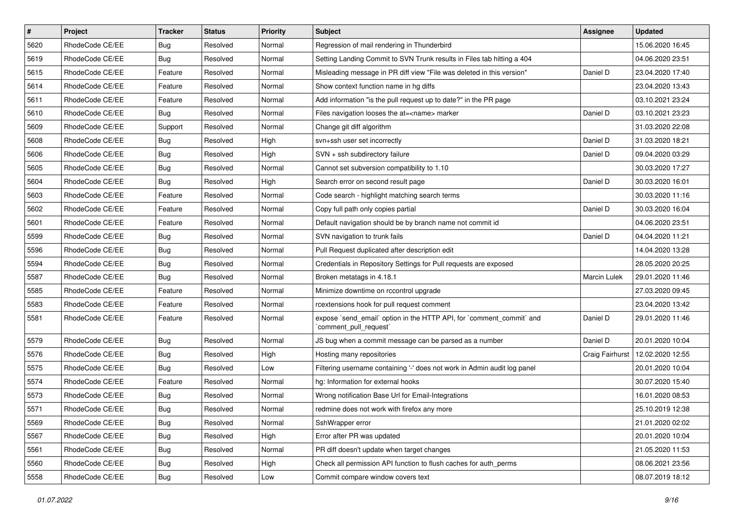| # | Project | Tracker | Status | Priority | Subject | Assignee | Updated |
|---|---|---|---|---|---|---|---|
| 5620 | RhodeCode CE/EE | Bug | Resolved | Normal | Regression of mail rendering in Thunderbird | | 15.06.2020 16:45 |
| 5619 | RhodeCode CE/EE | Bug | Resolved | Normal | Setting Landing Commit to SVN Trunk results in Files tab hitting a 404 | | 04.06.2020 23:51 |
| 5615 | RhodeCode CE/EE | Feature | Resolved | Normal | Misleading message in PR diff view "File was deleted in this version" | Daniel D | 23.04.2020 17:40 |
| 5614 | RhodeCode CE/EE | Feature | Resolved | Normal | Show context function name in hg diffs | | 23.04.2020 13:43 |
| 5611 | RhodeCode CE/EE | Feature | Resolved | Normal | Add information "is the pull request up to date?" in the PR page | | 03.10.2021 23:24 |
| 5610 | RhodeCode CE/EE | Bug | Resolved | Normal | Files navigation looses the at=<name> marker | Daniel D | 03.10.2021 23:23 |
| 5609 | RhodeCode CE/EE | Support | Resolved | Normal | Change git diff algorithm | | 31.03.2020 22:08 |
| 5608 | RhodeCode CE/EE | Bug | Resolved | High | svn+ssh user set incorrectly | Daniel D | 31.03.2020 18:21 |
| 5606 | RhodeCode CE/EE | Bug | Resolved | High | SVN + ssh subdirectory failure | Daniel D | 09.04.2020 03:29 |
| 5605 | RhodeCode CE/EE | Bug | Resolved | Normal | Cannot set subversion compatibility to 1.10 | | 30.03.2020 17:27 |
| 5604 | RhodeCode CE/EE | Bug | Resolved | High | Search error on second result page | Daniel D | 30.03.2020 16:01 |
| 5603 | RhodeCode CE/EE | Feature | Resolved | Normal | Code search - highlight matching search terms | | 30.03.2020 11:16 |
| 5602 | RhodeCode CE/EE | Feature | Resolved | Normal | Copy full path only copies partial | Daniel D | 30.03.2020 16:04 |
| 5601 | RhodeCode CE/EE | Feature | Resolved | Normal | Default navigation should be by branch name not commit id | | 04.06.2020 23:51 |
| 5599 | RhodeCode CE/EE | Bug | Resolved | Normal | SVN navigation to trunk fails | Daniel D | 04.04.2020 11:21 |
| 5596 | RhodeCode CE/EE | Bug | Resolved | Normal | Pull Request duplicated after description edit | | 14.04.2020 13:28 |
| 5594 | RhodeCode CE/EE | Bug | Resolved | Normal | Credentials in Repository Settings for Pull requests are exposed | | 28.05.2020 20:25 |
| 5587 | RhodeCode CE/EE | Bug | Resolved | Normal | Broken metatags in 4.18.1 | Marcin Lulek | 29.01.2020 11:46 |
| 5585 | RhodeCode CE/EE | Feature | Resolved | Normal | Minimize downtime on rccontrol upgrade | | 27.03.2020 09:45 |
| 5583 | RhodeCode CE/EE | Feature | Resolved | Normal | rcextensions hook for pull request comment | | 23.04.2020 13:42 |
| 5581 | RhodeCode CE/EE | Feature | Resolved | Normal | expose `send_email` option in the HTTP API, for `comment_commit` and `comment_pull_request` | Daniel D | 29.01.2020 11:46 |
| 5579 | RhodeCode CE/EE | Bug | Resolved | Normal | JS bug when a commit message can be parsed as a number | Daniel D | 20.01.2020 10:04 |
| 5576 | RhodeCode CE/EE | Bug | Resolved | High | Hosting many repositories | Craig Fairhurst | 12.02.2020 12:55 |
| 5575 | RhodeCode CE/EE | Bug | Resolved | Low | Filtering username containing '-' does not work in Admin audit log panel | | 20.01.2020 10:04 |
| 5574 | RhodeCode CE/EE | Feature | Resolved | Normal | hg: Information for external hooks | | 30.07.2020 15:40 |
| 5573 | RhodeCode CE/EE | Bug | Resolved | Normal | Wrong notification Base Url for Email-Integrations | | 16.01.2020 08:53 |
| 5571 | RhodeCode CE/EE | Bug | Resolved | Normal | redmine does not work with firefox any more | | 25.10.2019 12:38 |
| 5569 | RhodeCode CE/EE | Bug | Resolved | Normal | SshWrapper error | | 21.01.2020 02:02 |
| 5567 | RhodeCode CE/EE | Bug | Resolved | High | Error after PR was updated | | 20.01.2020 10:04 |
| 5561 | RhodeCode CE/EE | Bug | Resolved | Normal | PR diff doesn't update when target changes | | 21.05.2020 11:53 |
| 5560 | RhodeCode CE/EE | Bug | Resolved | High | Check all permission API function to flush caches for auth_perms | | 08.06.2021 23:56 |
| 5558 | RhodeCode CE/EE | Bug | Resolved | Low | Commit compare window covers text | | 08.07.2019 18:12 |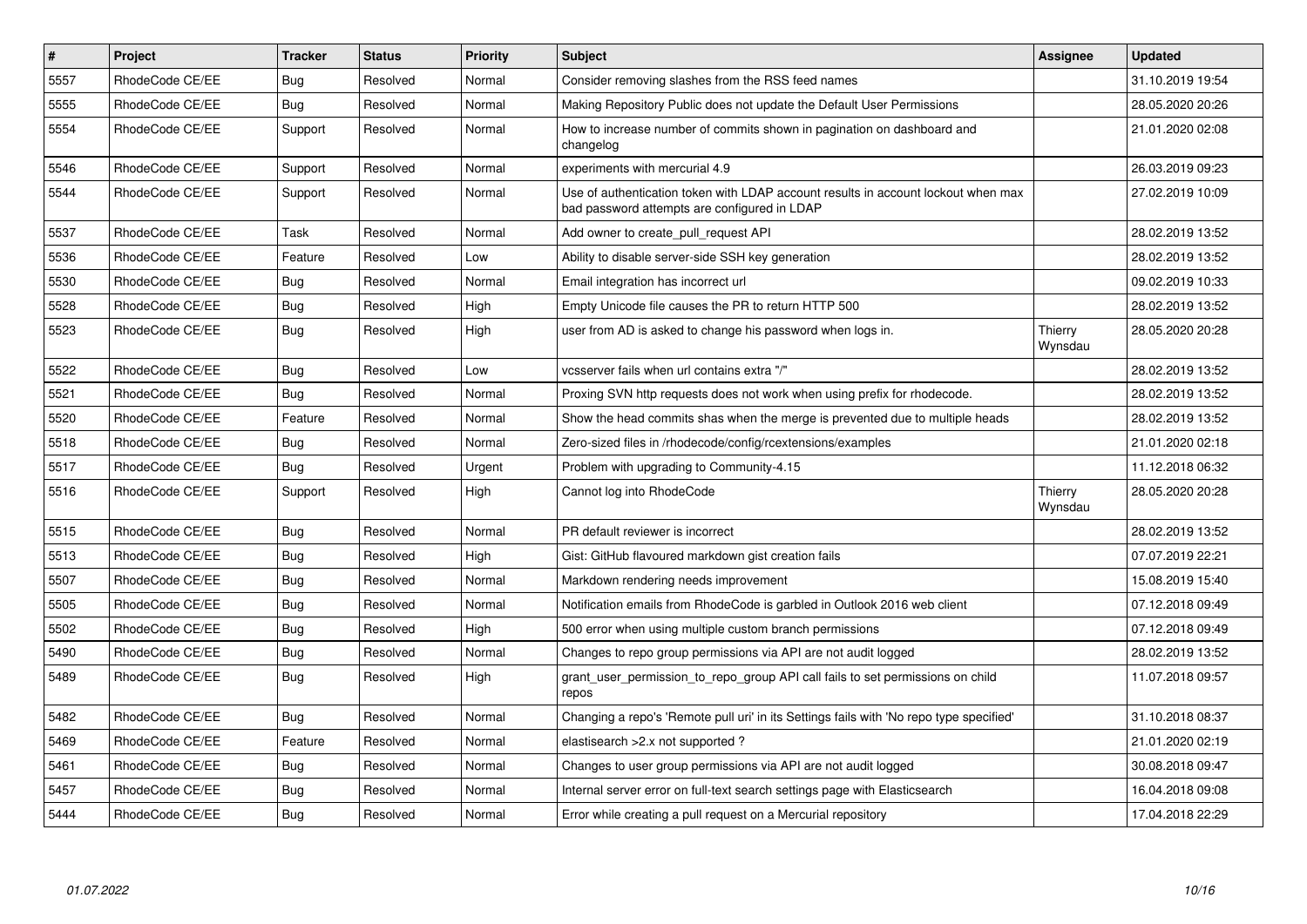| # | Project | Tracker | Status | Priority | Subject | Assignee | Updated |
|---|---|---|---|---|---|---|---|
| 5557 | RhodeCode CE/EE | Bug | Resolved | Normal | Consider removing slashes from the RSS feed names | | 31.10.2019 19:54 |
| 5555 | RhodeCode CE/EE | Bug | Resolved | Normal | Making Repository Public does not update the Default User Permissions | | 28.05.2020 20:26 |
| 5554 | RhodeCode CE/EE | Support | Resolved | Normal | How to increase number of commits shown in pagination on dashboard and changelog | | 21.01.2020 02:08 |
| 5546 | RhodeCode CE/EE | Support | Resolved | Normal | experiments with mercurial 4.9 | | 26.03.2019 09:23 |
| 5544 | RhodeCode CE/EE | Support | Resolved | Normal | Use of authentication token with LDAP account results in account lockout when max bad password attempts are configured in LDAP | | 27.02.2019 10:09 |
| 5537 | RhodeCode CE/EE | Task | Resolved | Normal | Add owner to create_pull_request API | | 28.02.2019 13:52 |
| 5536 | RhodeCode CE/EE | Feature | Resolved | Low | Ability to disable server-side SSH key generation | | 28.02.2019 13:52 |
| 5530 | RhodeCode CE/EE | Bug | Resolved | Normal | Email integration has incorrect url | | 09.02.2019 10:33 |
| 5528 | RhodeCode CE/EE | Bug | Resolved | High | Empty Unicode file causes the PR to return HTTP 500 | | 28.02.2019 13:52 |
| 5523 | RhodeCode CE/EE | Bug | Resolved | High | user from AD is asked to change his password when logs in. | Thierry Wynsdau | 28.05.2020 20:28 |
| 5522 | RhodeCode CE/EE | Bug | Resolved | Low | vcsserver fails when url contains extra "/" | | 28.02.2019 13:52 |
| 5521 | RhodeCode CE/EE | Bug | Resolved | Normal | Proxing SVN http requests does not work when using prefix for rhodecode. | | 28.02.2019 13:52 |
| 5520 | RhodeCode CE/EE | Feature | Resolved | Normal | Show the head commits shas when the merge is prevented due to multiple heads | | 28.02.2019 13:52 |
| 5518 | RhodeCode CE/EE | Bug | Resolved | Normal | Zero-sized files in /rhodecode/config/rcextensions/examples | | 21.01.2020 02:18 |
| 5517 | RhodeCode CE/EE | Bug | Resolved | Urgent | Problem with upgrading to Community-4.15 | | 11.12.2018 06:32 |
| 5516 | RhodeCode CE/EE | Support | Resolved | High | Cannot log into RhodeCode | Thierry Wynsdau | 28.05.2020 20:28 |
| 5515 | RhodeCode CE/EE | Bug | Resolved | Normal | PR default reviewer is incorrect | | 28.02.2019 13:52 |
| 5513 | RhodeCode CE/EE | Bug | Resolved | High | Gist: GitHub flavoured markdown gist creation fails | | 07.07.2019 22:21 |
| 5507 | RhodeCode CE/EE | Bug | Resolved | Normal | Markdown rendering needs improvement | | 15.08.2019 15:40 |
| 5505 | RhodeCode CE/EE | Bug | Resolved | Normal | Notification emails from RhodeCode is garbled in Outlook 2016 web client | | 07.12.2018 09:49 |
| 5502 | RhodeCode CE/EE | Bug | Resolved | High | 500 error when using multiple custom branch permissions | | 07.12.2018 09:49 |
| 5490 | RhodeCode CE/EE | Bug | Resolved | Normal | Changes to repo group permissions via API are not audit logged | | 28.02.2019 13:52 |
| 5489 | RhodeCode CE/EE | Bug | Resolved | High | grant_user_permission_to_repo_group API call fails to set permissions on child repos | | 11.07.2018 09:57 |
| 5482 | RhodeCode CE/EE | Bug | Resolved | Normal | Changing a repo's 'Remote pull uri' in its Settings fails with 'No repo type specified' | | 31.10.2018 08:37 |
| 5469 | RhodeCode CE/EE | Feature | Resolved | Normal | elastisearch >2.x not supported ? | | 21.01.2020 02:19 |
| 5461 | RhodeCode CE/EE | Bug | Resolved | Normal | Changes to user group permissions via API are not audit logged | | 30.08.2018 09:47 |
| 5457 | RhodeCode CE/EE | Bug | Resolved | Normal | Internal server error on full-text search settings page with Elasticsearch | | 16.04.2018 09:08 |
| 5444 | RhodeCode CE/EE | Bug | Resolved | Normal | Error while creating a pull request on a Mercurial repository | | 17.04.2018 22:29 |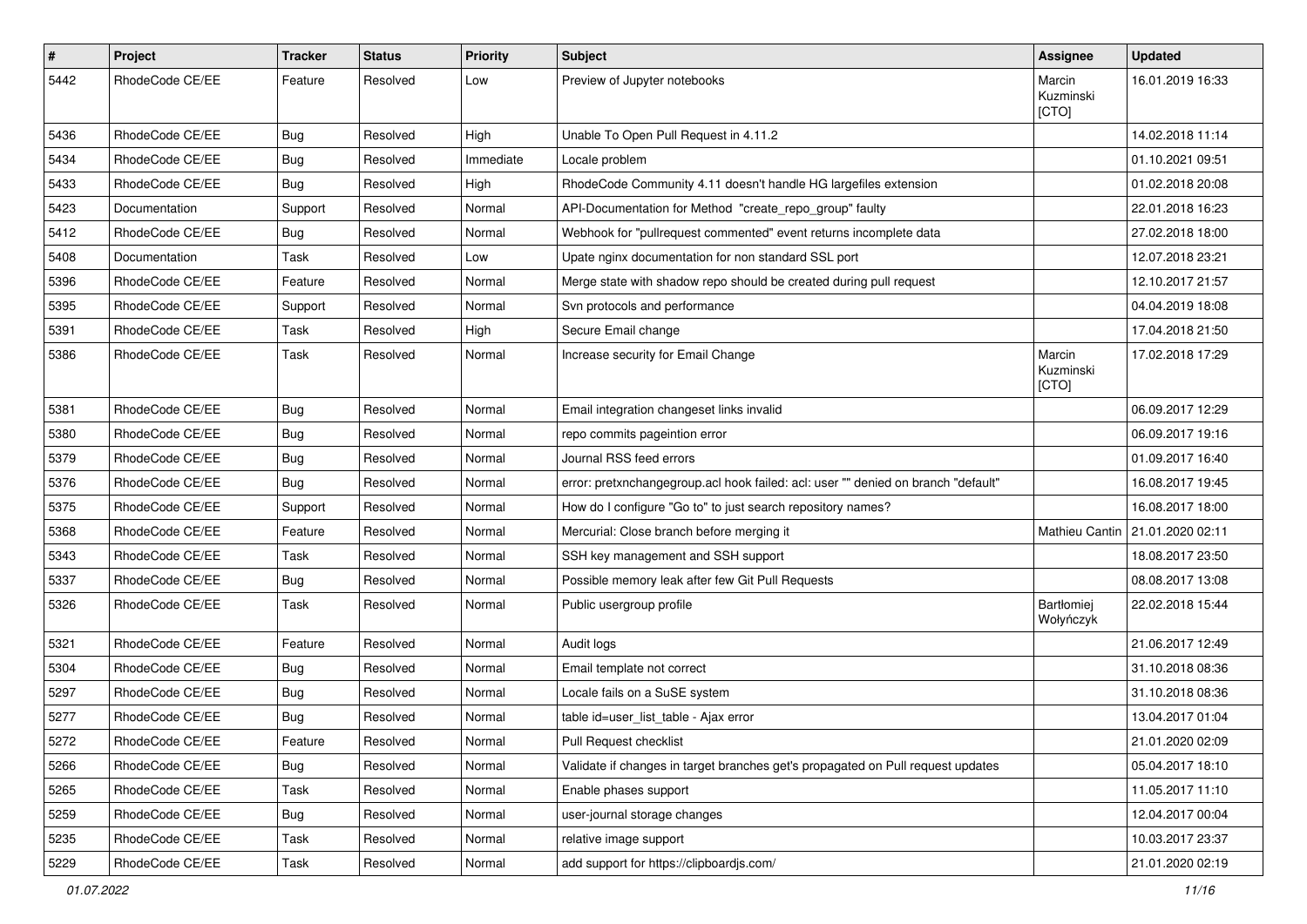| # | Project | Tracker | Status | Priority | Subject | Assignee | Updated |
| --- | --- | --- | --- | --- | --- | --- | --- |
| 5442 | RhodeCode CE/EE | Feature | Resolved | Low | Preview of Jupyter notebooks | Marcin Kuzminski [CTO] | 16.01.2019 16:33 |
| 5436 | RhodeCode CE/EE | Bug | Resolved | High | Unable To Open Pull Request in 4.11.2 | | 14.02.2018 11:14 |
| 5434 | RhodeCode CE/EE | Bug | Resolved | Immediate | Locale problem | | 01.10.2021 09:51 |
| 5433 | RhodeCode CE/EE | Bug | Resolved | High | RhodeCode Community 4.11 doesn't handle HG largefiles extension | | 01.02.2018 20:08 |
| 5423 | Documentation | Support | Resolved | Normal | API-Documentation for Method "create_repo_group" faulty | | 22.01.2018 16:23 |
| 5412 | RhodeCode CE/EE | Bug | Resolved | Normal | Webhook for "pullrequest commented" event returns incomplete data | | 27.02.2018 18:00 |
| 5408 | Documentation | Task | Resolved | Low | Upate nginx documentation for non standard SSL port | | 12.07.2018 23:21 |
| 5396 | RhodeCode CE/EE | Feature | Resolved | Normal | Merge state with shadow repo should be created during pull request | | 12.10.2017 21:57 |
| 5395 | RhodeCode CE/EE | Support | Resolved | Normal | Svn protocols and performance | | 04.04.2019 18:08 |
| 5391 | RhodeCode CE/EE | Task | Resolved | High | Secure Email change | | 17.04.2018 21:50 |
| 5386 | RhodeCode CE/EE | Task | Resolved | Normal | Increase security for Email Change | Marcin Kuzminski [CTO] | 17.02.2018 17:29 |
| 5381 | RhodeCode CE/EE | Bug | Resolved | Normal | Email integration changeset links invalid | | 06.09.2017 12:29 |
| 5380 | RhodeCode CE/EE | Bug | Resolved | Normal | repo commits pageintion error | | 06.09.2017 19:16 |
| 5379 | RhodeCode CE/EE | Bug | Resolved | Normal | Journal RSS feed errors | | 01.09.2017 16:40 |
| 5376 | RhodeCode CE/EE | Bug | Resolved | Normal | error: pretxnchangegroup.acl hook failed: acl: user "" denied on branch "default" | | 16.08.2017 19:45 |
| 5375 | RhodeCode CE/EE | Support | Resolved | Normal | How do I configure "Go to" to just search repository names? | | 16.08.2017 18:00 |
| 5368 | RhodeCode CE/EE | Feature | Resolved | Normal | Mercurial: Close branch before merging it | Mathieu Cantin | 21.01.2020 02:11 |
| 5343 | RhodeCode CE/EE | Task | Resolved | Normal | SSH key management and SSH support | | 18.08.2017 23:50 |
| 5337 | RhodeCode CE/EE | Bug | Resolved | Normal | Possible memory leak after few Git Pull Requests | | 08.08.2017 13:08 |
| 5326 | RhodeCode CE/EE | Task | Resolved | Normal | Public usergroup profile | Bartłomiej Wołyńczyk | 22.02.2018 15:44 |
| 5321 | RhodeCode CE/EE | Feature | Resolved | Normal | Audit logs | | 21.06.2017 12:49 |
| 5304 | RhodeCode CE/EE | Bug | Resolved | Normal | Email template not correct | | 31.10.2018 08:36 |
| 5297 | RhodeCode CE/EE | Bug | Resolved | Normal | Locale fails on a SuSE system | | 31.10.2018 08:36 |
| 5277 | RhodeCode CE/EE | Bug | Resolved | Normal | table id=user_list_table - Ajax error | | 13.04.2017 01:04 |
| 5272 | RhodeCode CE/EE | Feature | Resolved | Normal | Pull Request checklist | | 21.01.2020 02:09 |
| 5266 | RhodeCode CE/EE | Bug | Resolved | Normal | Validate if changes in target branches get's propagated on Pull request updates | | 05.04.2017 18:10 |
| 5265 | RhodeCode CE/EE | Task | Resolved | Normal | Enable phases support | | 11.05.2017 11:10 |
| 5259 | RhodeCode CE/EE | Bug | Resolved | Normal | user-journal storage changes | | 12.04.2017 00:04 |
| 5235 | RhodeCode CE/EE | Task | Resolved | Normal | relative image support | | 10.03.2017 23:37 |
| 5229 | RhodeCode CE/EE | Task | Resolved | Normal | add support for https://clipboardjs.com/ | | 21.01.2020 02:19 |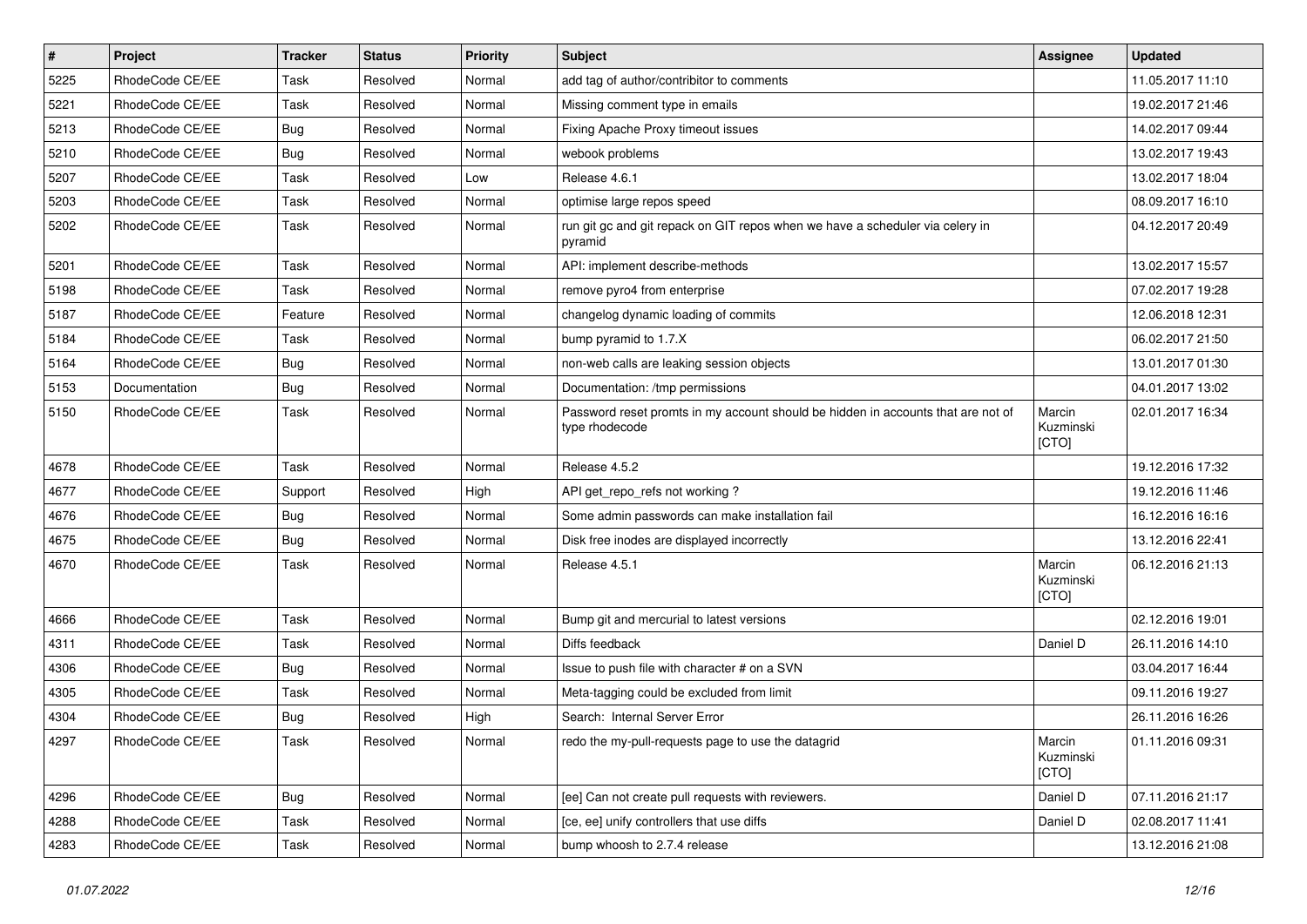| # | Project | Tracker | Status | Priority | Subject | Assignee | Updated |
|---|---|---|---|---|---|---|---|
| 5225 | RhodeCode CE/EE | Task | Resolved | Normal | add tag of author/contribitor to comments | | 11.05.2017 11:10 |
| 5221 | RhodeCode CE/EE | Task | Resolved | Normal | Missing comment type in emails | | 19.02.2017 21:46 |
| 5213 | RhodeCode CE/EE | Bug | Resolved | Normal | Fixing Apache Proxy timeout issues | | 14.02.2017 09:44 |
| 5210 | RhodeCode CE/EE | Bug | Resolved | Normal | webook problems | | 13.02.2017 19:43 |
| 5207 | RhodeCode CE/EE | Task | Resolved | Low | Release 4.6.1 | | 13.02.2017 18:04 |
| 5203 | RhodeCode CE/EE | Task | Resolved | Normal | optimise large repos speed | | 08.09.2017 16:10 |
| 5202 | RhodeCode CE/EE | Task | Resolved | Normal | run git gc and git repack on GIT repos when we have a scheduler via celery in pyramid | | 04.12.2017 20:49 |
| 5201 | RhodeCode CE/EE | Task | Resolved | Normal | API: implement describe-methods | | 13.02.2017 15:57 |
| 5198 | RhodeCode CE/EE | Task | Resolved | Normal | remove pyro4 from enterprise | | 07.02.2017 19:28 |
| 5187 | RhodeCode CE/EE | Feature | Resolved | Normal | changelog dynamic loading of commits | | 12.06.2018 12:31 |
| 5184 | RhodeCode CE/EE | Task | Resolved | Normal | bump pyramid to 1.7.X | | 06.02.2017 21:50 |
| 5164 | RhodeCode CE/EE | Bug | Resolved | Normal | non-web calls are leaking session objects | | 13.01.2017 01:30 |
| 5153 | Documentation | Bug | Resolved | Normal | Documentation: /tmp permissions | | 04.01.2017 13:02 |
| 5150 | RhodeCode CE/EE | Task | Resolved | Normal | Password reset promts in my account should be hidden in accounts that are not of type rhodecode | Marcin Kuzminski [CTO] | 02.01.2017 16:34 |
| 4678 | RhodeCode CE/EE | Task | Resolved | Normal | Release 4.5.2 | | 19.12.2016 17:32 |
| 4677 | RhodeCode CE/EE | Support | Resolved | High | API get_repo_refs not working ? | | 19.12.2016 11:46 |
| 4676 | RhodeCode CE/EE | Bug | Resolved | Normal | Some admin passwords can make installation fail | | 16.12.2016 16:16 |
| 4675 | RhodeCode CE/EE | Bug | Resolved | Normal | Disk free inodes are displayed incorrectly | | 13.12.2016 22:41 |
| 4670 | RhodeCode CE/EE | Task | Resolved | Normal | Release 4.5.1 | Marcin Kuzminski [CTO] | 06.12.2016 21:13 |
| 4666 | RhodeCode CE/EE | Task | Resolved | Normal | Bump git and mercurial to latest versions | | 02.12.2016 19:01 |
| 4311 | RhodeCode CE/EE | Task | Resolved | Normal | Diffs feedback | Daniel D | 26.11.2016 14:10 |
| 4306 | RhodeCode CE/EE | Bug | Resolved | Normal | Issue to push file with character # on a SVN | | 03.04.2017 16:44 |
| 4305 | RhodeCode CE/EE | Task | Resolved | Normal | Meta-tagging could be excluded from limit | | 09.11.2016 19:27 |
| 4304 | RhodeCode CE/EE | Bug | Resolved | High | Search: Internal Server Error | | 26.11.2016 16:26 |
| 4297 | RhodeCode CE/EE | Task | Resolved | Normal | redo the my-pull-requests page to use the datagrid | Marcin Kuzminski [CTO] | 01.11.2016 09:31 |
| 4296 | RhodeCode CE/EE | Bug | Resolved | Normal | [ee] Can not create pull requests with reviewers. | Daniel D | 07.11.2016 21:17 |
| 4288 | RhodeCode CE/EE | Task | Resolved | Normal | [ce, ee] unify controllers that use diffs | Daniel D | 02.08.2017 11:41 |
| 4283 | RhodeCode CE/EE | Task | Resolved | Normal | bump whoosh to 2.7.4 release | | 13.12.2016 21:08 |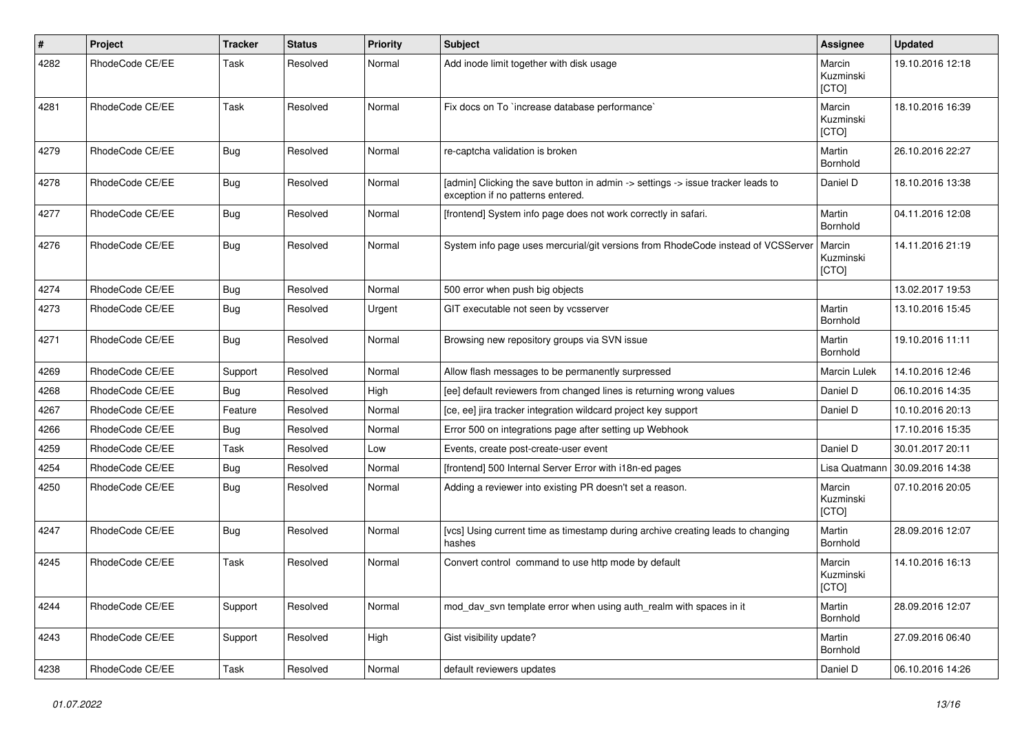| # | Project | Tracker | Status | Priority | Subject | Assignee | Updated |
|---|---|---|---|---|---|---|---|
| 4282 | RhodeCode CE/EE | Task | Resolved | Normal | Add inode limit together with disk usage | Marcin Kuzminski [CTO] | 19.10.2016 12:18 |
| 4281 | RhodeCode CE/EE | Task | Resolved | Normal | Fix docs on To `increase database performance` | Marcin Kuzminski [CTO] | 18.10.2016 16:39 |
| 4279 | RhodeCode CE/EE | Bug | Resolved | Normal | re-captcha validation is broken | Martin Bornhold | 26.10.2016 22:27 |
| 4278 | RhodeCode CE/EE | Bug | Resolved | Normal | [admin] Clicking the save button in admin -> settings -> issue tracker leads to exception if no patterns entered. | Daniel D | 18.10.2016 13:38 |
| 4277 | RhodeCode CE/EE | Bug | Resolved | Normal | [frontend] System info page does not work correctly in safari. | Martin Bornhold | 04.11.2016 12:08 |
| 4276 | RhodeCode CE/EE | Bug | Resolved | Normal | System info page uses mercurial/git versions from RhodeCode instead of VCSServer | Marcin Kuzminski [CTO] | 14.11.2016 21:19 |
| 4274 | RhodeCode CE/EE | Bug | Resolved | Normal | 500 error when push big objects | | 13.02.2017 19:53 |
| 4273 | RhodeCode CE/EE | Bug | Resolved | Urgent | GIT executable not seen by vcsserver | Martin Bornhold | 13.10.2016 15:45 |
| 4271 | RhodeCode CE/EE | Bug | Resolved | Normal | Browsing new repository groups via SVN issue | Martin Bornhold | 19.10.2016 11:11 |
| 4269 | RhodeCode CE/EE | Support | Resolved | Normal | Allow flash messages to be permanently surpressed | Marcin Lulek | 14.10.2016 12:46 |
| 4268 | RhodeCode CE/EE | Bug | Resolved | High | [ee] default reviewers from changed lines is returning wrong values | Daniel D | 06.10.2016 14:35 |
| 4267 | RhodeCode CE/EE | Feature | Resolved | Normal | [ce, ee] jira tracker integration wildcard project key support | Daniel D | 10.10.2016 20:13 |
| 4266 | RhodeCode CE/EE | Bug | Resolved | Normal | Error 500 on integrations page after setting up Webhook | | 17.10.2016 15:35 |
| 4259 | RhodeCode CE/EE | Task | Resolved | Low | Events, create post-create-user event | Daniel D | 30.01.2017 20:11 |
| 4254 | RhodeCode CE/EE | Bug | Resolved | Normal | [frontend] 500 Internal Server Error with i18n-ed pages | Lisa Quatmann | 30.09.2016 14:38 |
| 4250 | RhodeCode CE/EE | Bug | Resolved | Normal | Adding a reviewer into existing PR doesn't set a reason. | Marcin Kuzminski [CTO] | 07.10.2016 20:05 |
| 4247 | RhodeCode CE/EE | Bug | Resolved | Normal | [vcs] Using current time as timestamp during archive creating leads to changing hashes | Martin Bornhold | 28.09.2016 12:07 |
| 4245 | RhodeCode CE/EE | Task | Resolved | Normal | Convert control command to use http mode by default | Marcin Kuzminski [CTO] | 14.10.2016 16:13 |
| 4244 | RhodeCode CE/EE | Support | Resolved | Normal | mod_dav_svn template error when using auth_realm with spaces in it | Martin Bornhold | 28.09.2016 12:07 |
| 4243 | RhodeCode CE/EE | Support | Resolved | High | Gist visibility update? | Martin Bornhold | 27.09.2016 06:40 |
| 4238 | RhodeCode CE/EE | Task | Resolved | Normal | default reviewers updates | Daniel D | 06.10.2016 14:26 |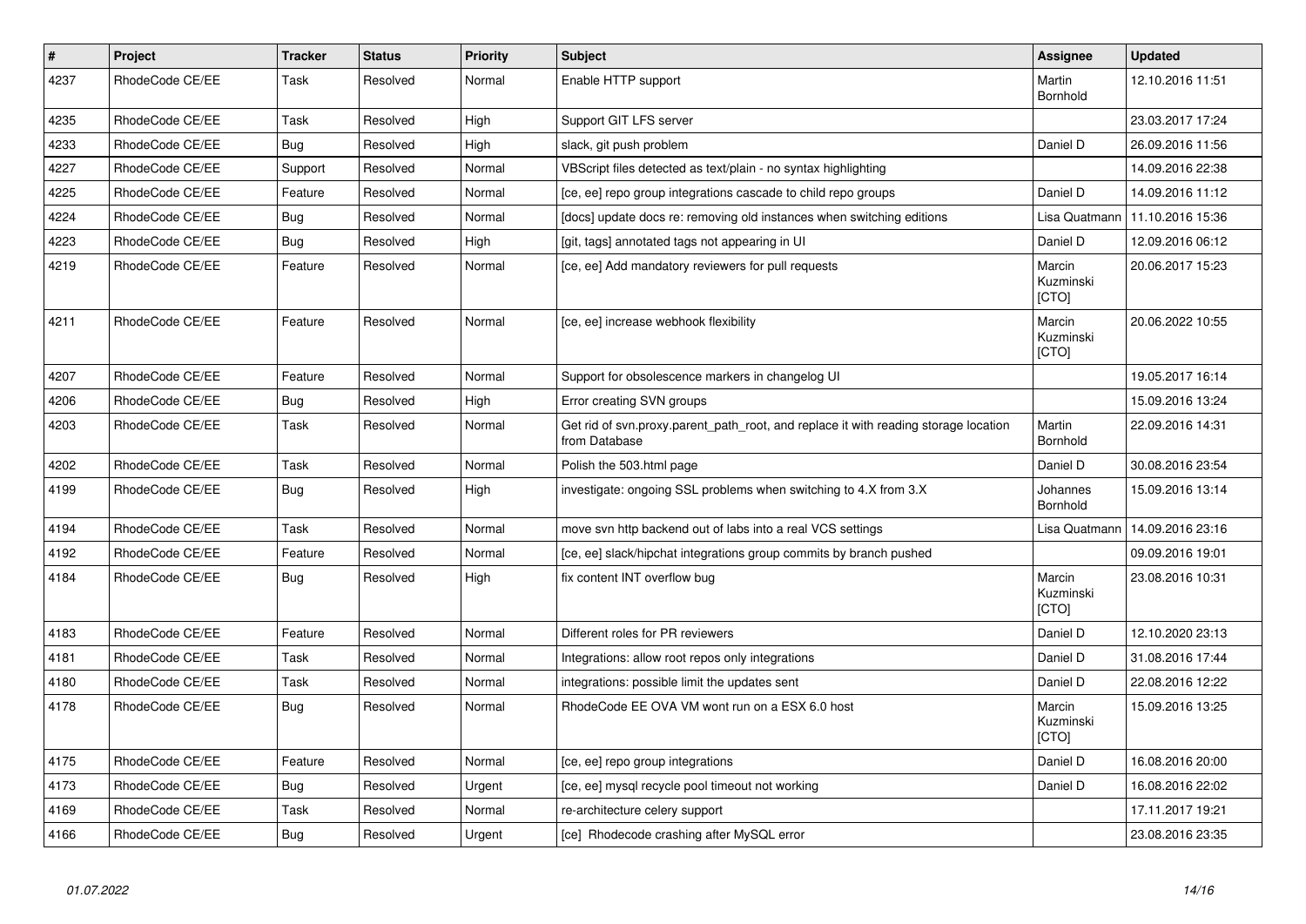| # | Project | Tracker | Status | Priority | Subject | Assignee | Updated |
| --- | --- | --- | --- | --- | --- | --- | --- |
| 4237 | RhodeCode CE/EE | Task | Resolved | Normal | Enable HTTP support | Martin Bornhold | 12.10.2016 11:51 |
| 4235 | RhodeCode CE/EE | Task | Resolved | High | Support GIT LFS server | | 23.03.2017 17:24 |
| 4233 | RhodeCode CE/EE | Bug | Resolved | High | slack, git push problem | Daniel D | 26.09.2016 11:56 |
| 4227 | RhodeCode CE/EE | Support | Resolved | Normal | VBScript files detected as text/plain - no syntax highlighting | | 14.09.2016 22:38 |
| 4225 | RhodeCode CE/EE | Feature | Resolved | Normal | [ce, ee] repo group integrations cascade to child repo groups | Daniel D | 14.09.2016 11:12 |
| 4224 | RhodeCode CE/EE | Bug | Resolved | Normal | [docs] update docs re: removing old instances when switching editions | Lisa Quatmann | 11.10.2016 15:36 |
| 4223 | RhodeCode CE/EE | Bug | Resolved | High | [git, tags] annotated tags not appearing in UI | Daniel D | 12.09.2016 06:12 |
| 4219 | RhodeCode CE/EE | Feature | Resolved | Normal | [ce, ee] Add mandatory reviewers for pull requests | Marcin Kuzminski [CTO] | 20.06.2017 15:23 |
| 4211 | RhodeCode CE/EE | Feature | Resolved | Normal | [ce, ee] increase webhook flexibility | Marcin Kuzminski [CTO] | 20.06.2022 10:55 |
| 4207 | RhodeCode CE/EE | Feature | Resolved | Normal | Support for obsolescence markers in changelog UI | | 19.05.2017 16:14 |
| 4206 | RhodeCode CE/EE | Bug | Resolved | High | Error creating SVN groups | | 15.09.2016 13:24 |
| 4203 | RhodeCode CE/EE | Task | Resolved | Normal | Get rid of svn.proxy.parent_path_root, and replace it with reading storage location from Database | Martin Bornhold | 22.09.2016 14:31 |
| 4202 | RhodeCode CE/EE | Task | Resolved | Normal | Polish the 503.html page | Daniel D | 30.08.2016 23:54 |
| 4199 | RhodeCode CE/EE | Bug | Resolved | High | investigate: ongoing SSL problems when switching to 4.X from 3.X | Johannes Bornhold | 15.09.2016 13:14 |
| 4194 | RhodeCode CE/EE | Task | Resolved | Normal | move svn http backend out of labs into a real VCS settings | Lisa Quatmann | 14.09.2016 23:16 |
| 4192 | RhodeCode CE/EE | Feature | Resolved | Normal | [ce, ee] slack/hipchat integrations group commits by branch pushed | | 09.09.2016 19:01 |
| 4184 | RhodeCode CE/EE | Bug | Resolved | High | fix content INT overflow bug | Marcin Kuzminski [CTO] | 23.08.2016 10:31 |
| 4183 | RhodeCode CE/EE | Feature | Resolved | Normal | Different roles for PR reviewers | Daniel D | 12.10.2020 23:13 |
| 4181 | RhodeCode CE/EE | Task | Resolved | Normal | Integrations: allow root repos only integrations | Daniel D | 31.08.2016 17:44 |
| 4180 | RhodeCode CE/EE | Task | Resolved | Normal | integrations: possible limit the updates sent | Daniel D | 22.08.2016 12:22 |
| 4178 | RhodeCode CE/EE | Bug | Resolved | Normal | RhodeCode EE OVA VM wont run on a ESX 6.0 host | Marcin Kuzminski [CTO] | 15.09.2016 13:25 |
| 4175 | RhodeCode CE/EE | Feature | Resolved | Normal | [ce, ee] repo group integrations | Daniel D | 16.08.2016 20:00 |
| 4173 | RhodeCode CE/EE | Bug | Resolved | Urgent | [ce, ee] mysql recycle pool timeout not working | Daniel D | 16.08.2016 22:02 |
| 4169 | RhodeCode CE/EE | Task | Resolved | Normal | re-architecture celery support | | 17.11.2017 19:21 |
| 4166 | RhodeCode CE/EE | Bug | Resolved | Urgent | [ce] Rhodecode crashing after MySQL error | | 23.08.2016 23:35 |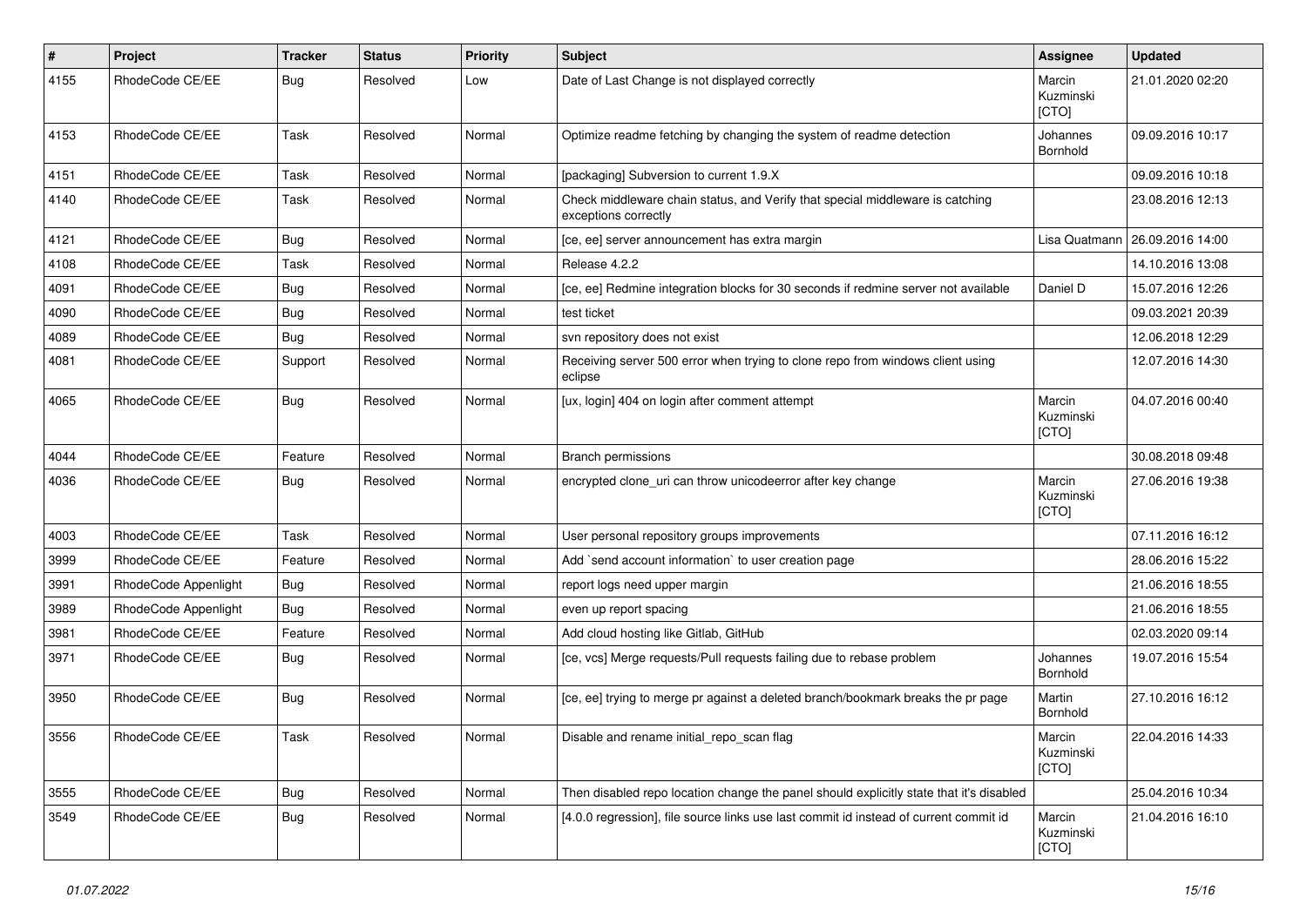| # | Project | Tracker | Status | Priority | Subject | Assignee | Updated |
|---|---|---|---|---|---|---|---|
| 4155 | RhodeCode CE/EE | Bug | Resolved | Low | Date of Last Change is not displayed correctly | Marcin Kuzminski [CTO] | 21.01.2020 02:20 |
| 4153 | RhodeCode CE/EE | Task | Resolved | Normal | Optimize readme fetching by changing the system of readme detection | Johannes Bornhold | 09.09.2016 10:17 |
| 4151 | RhodeCode CE/EE | Task | Resolved | Normal | [packaging] Subversion to current 1.9.X | | 09.09.2016 10:18 |
| 4140 | RhodeCode CE/EE | Task | Resolved | Normal | Check middleware chain status, and Verify that special middleware is catching exceptions correctly | | 23.08.2016 12:13 |
| 4121 | RhodeCode CE/EE | Bug | Resolved | Normal | [ce, ee] server announcement has extra margin | Lisa Quatmann | 26.09.2016 14:00 |
| 4108 | RhodeCode CE/EE | Task | Resolved | Normal | Release 4.2.2 | | 14.10.2016 13:08 |
| 4091 | RhodeCode CE/EE | Bug | Resolved | Normal | [ce, ee] Redmine integration blocks for 30 seconds if redmine server not available | Daniel D | 15.07.2016 12:26 |
| 4090 | RhodeCode CE/EE | Bug | Resolved | Normal | test ticket | | 09.03.2021 20:39 |
| 4089 | RhodeCode CE/EE | Bug | Resolved | Normal | svn repository does not exist | | 12.06.2018 12:29 |
| 4081 | RhodeCode CE/EE | Support | Resolved | Normal | Receiving server 500 error when trying to clone repo from windows client using eclipse | | 12.07.2016 14:30 |
| 4065 | RhodeCode CE/EE | Bug | Resolved | Normal | [ux, login] 404 on login after comment attempt | Marcin Kuzminski [CTO] | 04.07.2016 00:40 |
| 4044 | RhodeCode CE/EE | Feature | Resolved | Normal | Branch permissions | | 30.08.2018 09:48 |
| 4036 | RhodeCode CE/EE | Bug | Resolved | Normal | encrypted clone_uri can throw unicodeerror after key change | Marcin Kuzminski [CTO] | 27.06.2016 19:38 |
| 4003 | RhodeCode CE/EE | Task | Resolved | Normal | User personal repository groups improvements | | 07.11.2016 16:12 |
| 3999 | RhodeCode CE/EE | Feature | Resolved | Normal | Add `send account information` to user creation page | | 28.06.2016 15:22 |
| 3991 | RhodeCode Appenlight | Bug | Resolved | Normal | report logs need upper margin | | 21.06.2016 18:55 |
| 3989 | RhodeCode Appenlight | Bug | Resolved | Normal | even up report spacing | | 21.06.2016 18:55 |
| 3981 | RhodeCode CE/EE | Feature | Resolved | Normal | Add cloud hosting like Gitlab, GitHub | | 02.03.2020 09:14 |
| 3971 | RhodeCode CE/EE | Bug | Resolved | Normal | [ce, vcs] Merge requests/Pull requests failing due to rebase problem | Johannes Bornhold | 19.07.2016 15:54 |
| 3950 | RhodeCode CE/EE | Bug | Resolved | Normal | [ce, ee] trying to merge pr against a deleted branch/bookmark breaks the pr page | Martin Bornhold | 27.10.2016 16:12 |
| 3556 | RhodeCode CE/EE | Task | Resolved | Normal | Disable and rename initial_repo_scan flag | Marcin Kuzminski [CTO] | 22.04.2016 14:33 |
| 3555 | RhodeCode CE/EE | Bug | Resolved | Normal | Then disabled repo location change the panel should explicitly state that it's disabled | | 25.04.2016 10:34 |
| 3549 | RhodeCode CE/EE | Bug | Resolved | Normal | [4.0.0 regression], file source links use last commit id instead of current commit id | Marcin Kuzminski [CTO] | 21.04.2016 16:10 |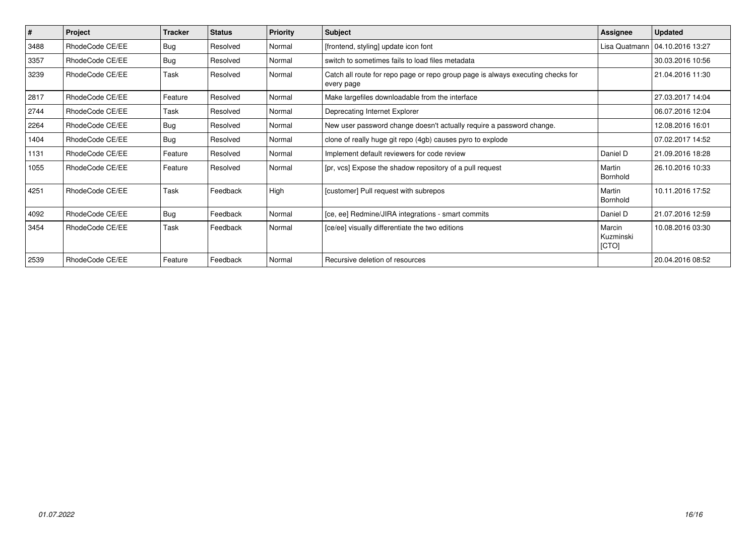| # | Project | Tracker | Status | Priority | Subject | Assignee | Updated |
|---|---|---|---|---|---|---|---|
| 3488 | RhodeCode CE/EE | Bug | Resolved | Normal | [frontend, styling] update icon font | Lisa Quatmann | 04.10.2016 13:27 |
| 3357 | RhodeCode CE/EE | Bug | Resolved | Normal | switch to sometimes fails to load files metadata | | 30.03.2016 10:56 |
| 3239 | RhodeCode CE/EE | Task | Resolved | Normal | Catch all route for repo page or repo group page is always executing checks for every page | | 21.04.2016 11:30 |
| 2817 | RhodeCode CE/EE | Feature | Resolved | Normal | Make largefiles downloadable from the interface | | 27.03.2017 14:04 |
| 2744 | RhodeCode CE/EE | Task | Resolved | Normal | Deprecating Internet Explorer | | 06.07.2016 12:04 |
| 2264 | RhodeCode CE/EE | Bug | Resolved | Normal | New user password change doesn't actually require a password change. | | 12.08.2016 16:01 |
| 1404 | RhodeCode CE/EE | Bug | Resolved | Normal | clone of really huge git repo (4gb) causes pyro to explode | | 07.02.2017 14:52 |
| 1131 | RhodeCode CE/EE | Feature | Resolved | Normal | Implement default reviewers for code review | Daniel D | 21.09.2016 18:28 |
| 1055 | RhodeCode CE/EE | Feature | Resolved | Normal | [pr, vcs] Expose the shadow repository of a pull request | Martin Bornhold | 26.10.2016 10:33 |
| 4251 | RhodeCode CE/EE | Task | Feedback | High | [customer] Pull request with subrepos | Martin Bornhold | 10.11.2016 17:52 |
| 4092 | RhodeCode CE/EE | Bug | Feedback | Normal | [ce, ee] Redmine/JIRA integrations - smart commits | Daniel D | 21.07.2016 12:59 |
| 3454 | RhodeCode CE/EE | Task | Feedback | Normal | [ce/ee] visually differentiate the two editions | Marcin Kuzminski [CTO] | 10.08.2016 03:30 |
| 2539 | RhodeCode CE/EE | Feature | Feedback | Normal | Recursive deletion of resources | | 20.04.2016 08:52 |

*01.07.2022*